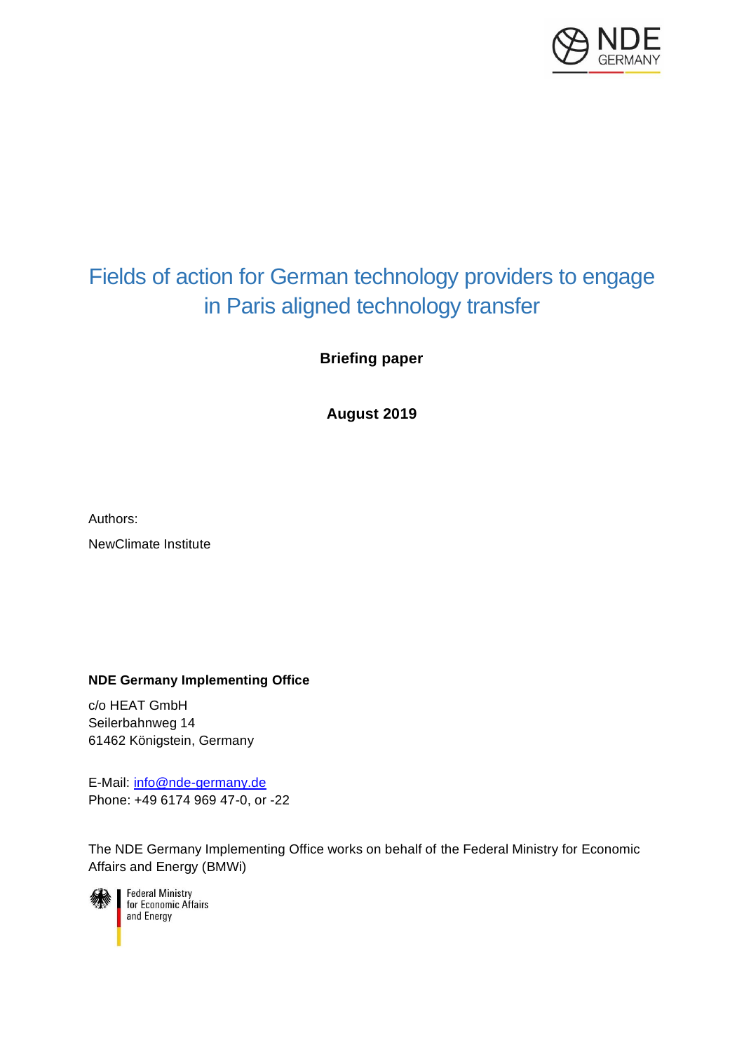NDE GERMANY

# Fields of action for German technology providers to engage in Paris aligned technology transfer

**Briefing paper**

**August 2019**

Authors:

NewClimate Institute

**NDE Germany Implementing Office**

c/o HEAT GmbH
Seilerbahnweg 14
61462 Königstein, Germany

E-Mail: info@nde-germany.de
Phone: +49 6174 969 47-0, or -22

The NDE Germany Implementing Office works on behalf of the Federal Ministry for Economic Affairs and Energy (BMWi)

Federal Ministry for Economic Affairs and Energy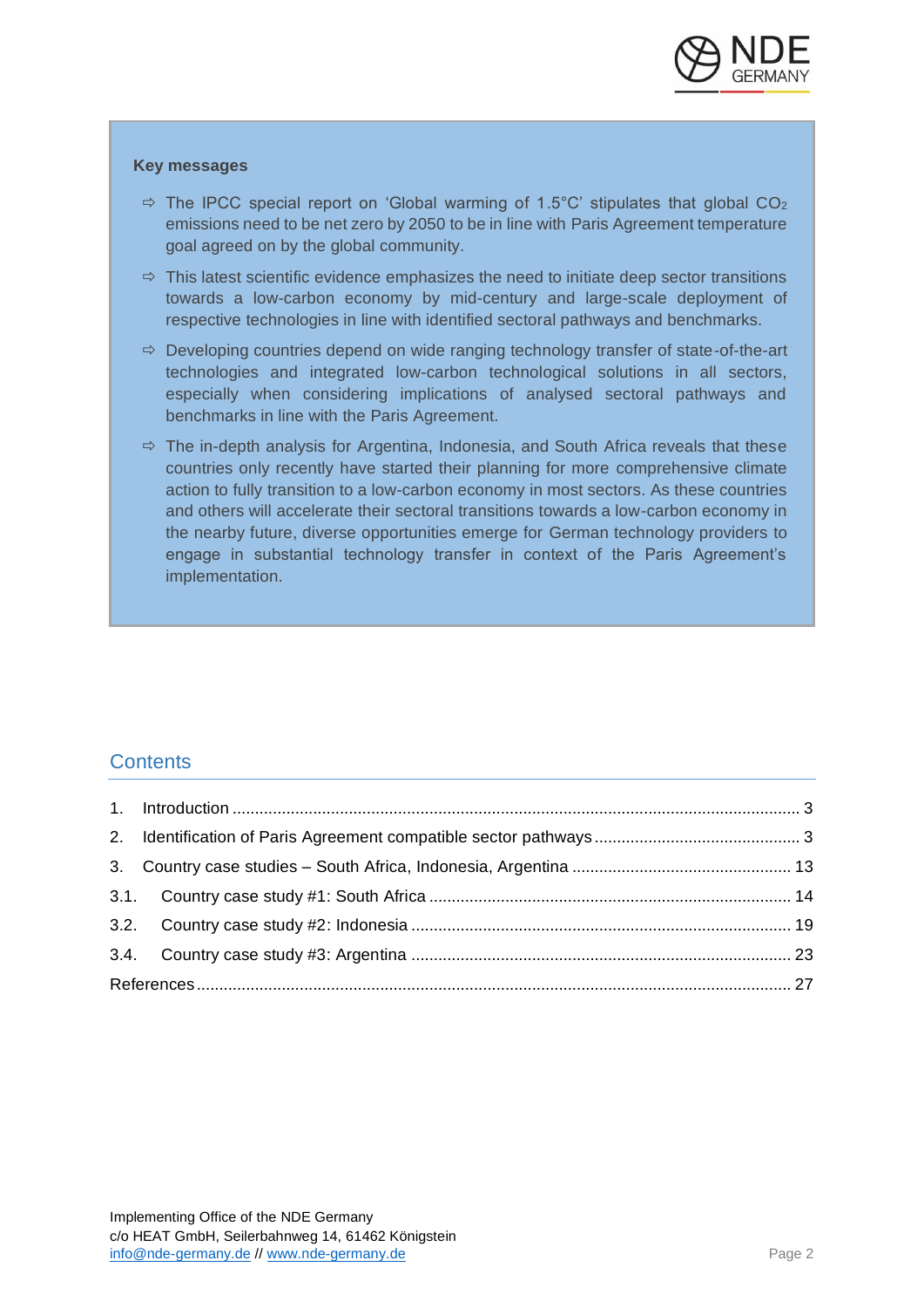**Key messages**

- The IPCC special report on 'Global warming of 1.5°C' stipulates that global $CO_2$ emissions need to be net zero by 2050 to be in line with Paris Agreement temperature goal agreed on by the global community.
- This latest scientific evidence emphasizes the need to initiate deep sector transitions towards a low-carbon economy by mid-century and large-scale deployment of respective technologies in line with identified sectoral pathways and benchmarks.
- Developing countries depend on wide ranging technology transfer of state-of-the-art technologies and integrated low-carbon technological solutions in all sectors, especially when considering implications of analysed sectoral pathways and benchmarks in line with the Paris Agreement.
- The in-depth analysis for Argentina, Indonesia, and South Africa reveals that these countries only recently have started their planning for more comprehensive climate action to fully transition to a low-carbon economy in most sectors. As these countries and others will accelerate their sectoral transitions towards a low-carbon economy in the nearby future, diverse opportunities emerge for German technology providers to engage in substantial technology transfer in context of the Paris Agreement's implementation.

## Contents

1. Introduction ........ 3
2. Identification of Paris Agreement compatible sector pathways ........ 3
3. Country case studies – South Africa, Indonesia, Argentina ........ 13

3.1. Country case study #1: South Africa ........ 14

3.2. Country case study #2: Indonesia ........ 19

3.4. Country case study #3: Argentina ........ 23

References ........ 27

Implementing Office of the NDE Germany
c/o HEAT GmbH, Seilerbahnweg 14, 61462 Königstein
info@nde-germany.de // www.nde-germany.de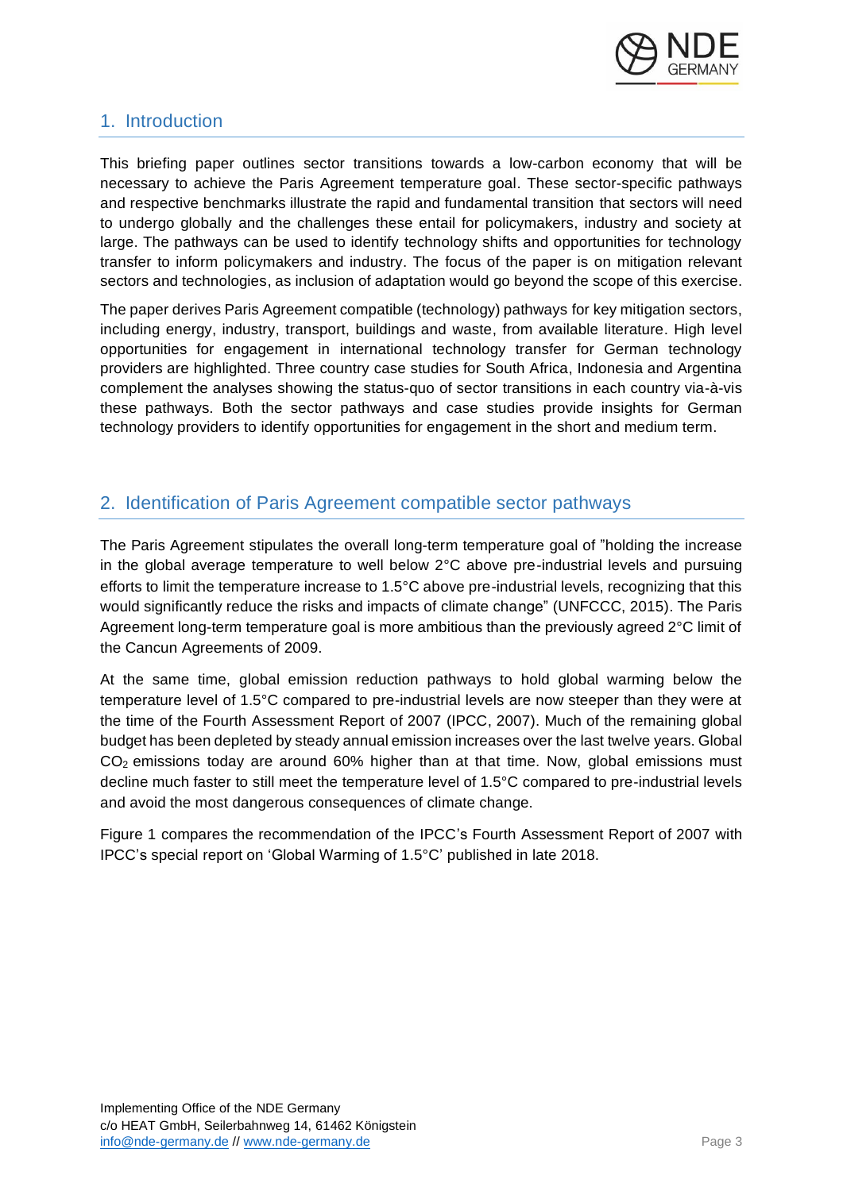## 1. Introduction

This briefing paper outlines sector transitions towards a low-carbon economy that will be necessary to achieve the Paris Agreement temperature goal. These sector-specific pathways and respective benchmarks illustrate the rapid and fundamental transition that sectors will need to undergo globally and the challenges these entail for policymakers, industry and society at large. The pathways can be used to identify technology shifts and opportunities for technology transfer to inform policymakers and industry. The focus of the paper is on mitigation relevant sectors and technologies, as inclusion of adaptation would go beyond the scope of this exercise.

The paper derives Paris Agreement compatible (technology) pathways for key mitigation sectors, including energy, industry, transport, buildings and waste, from available literature. High level opportunities for engagement in international technology transfer for German technology providers are highlighted. Three country case studies for South Africa, Indonesia and Argentina complement the analyses showing the status-quo of sector transitions in each country via-à-vis these pathways. Both the sector pathways and case studies provide insights for German technology providers to identify opportunities for engagement in the short and medium term.

## 2. Identification of Paris Agreement compatible sector pathways

The Paris Agreement stipulates the overall long-term temperature goal of "holding the increase in the global average temperature to well below 2°C above pre-industrial levels and pursuing efforts to limit the temperature increase to 1.5°C above pre-industrial levels, recognizing that this would significantly reduce the risks and impacts of climate change" (UNFCCC, 2015). The Paris Agreement long-term temperature goal is more ambitious than the previously agreed 2°C limit of the Cancun Agreements of 2009.

At the same time, global emission reduction pathways to hold global warming below the temperature level of 1.5°C compared to pre-industrial levels are now steeper than they were at the time of the Fourth Assessment Report of 2007 (IPCC, 2007). Much of the remaining global budget has been depleted by steady annual emission increases over the last twelve years. Global $CO_2$ emissions today are around 60% higher than at that time. Now, global emissions must decline much faster to still meet the temperature level of 1.5°C compared to pre-industrial levels and avoid the most dangerous consequences of climate change.

Figure 1 compares the recommendation of the IPCC's Fourth Assessment Report of 2007 with IPCC's special report on 'Global Warming of 1.5°C' published in late 2018.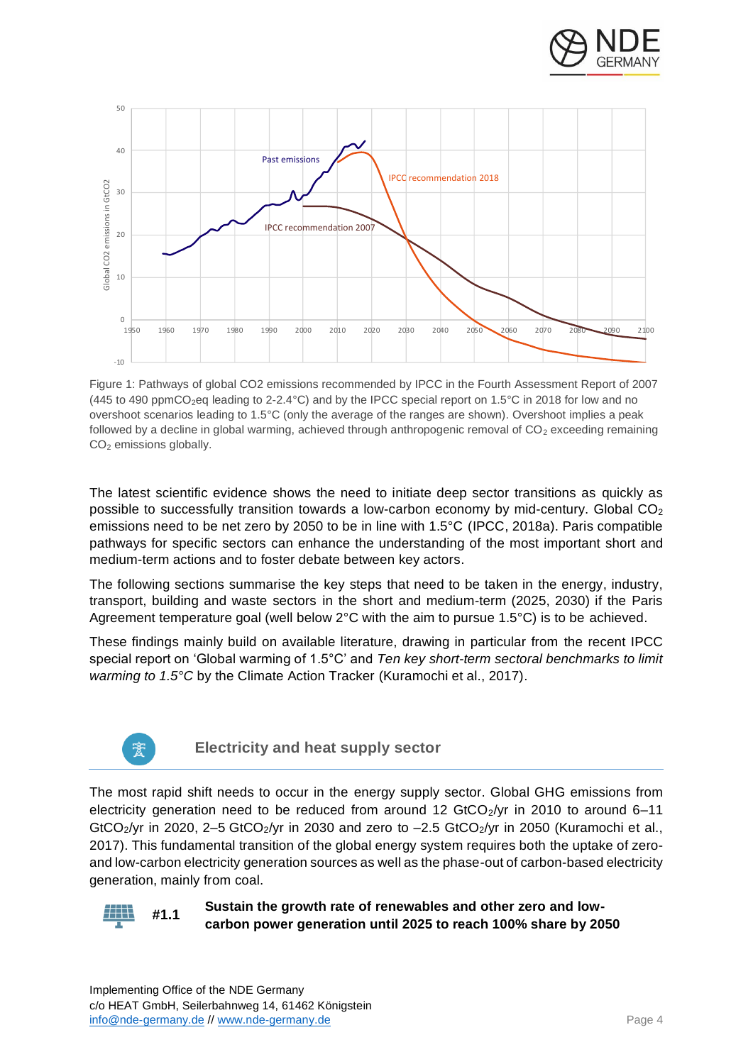50

40

30

20

10

0

-10

1950 1960 1970 1980 1990 2000 2010 2020 2030 2040 2050 2060 2070 2080 2090 2100

Global CO2 emissions in GtCO2

Past emissions

IPCC recommendation 2018

IPCC recommendation 2007

Figure 1: Pathways of global CO2 emissions recommended by IPCC in the Fourth Assessment Report of 2007 (445 to 490 ppm$CO_2$eq leading to 2-2.4°C) and by the IPCC special report on 1.5°C in 2018 for low and no overshoot scenarios leading to 1.5°C (only the average of the ranges are shown). Overshoot implies a peak followed by a decline in global warming, achieved through anthropogenic removal of $CO_2$ exceeding remaining $CO_2$ emissions globally.

The latest scientific evidence shows the need to initiate deep sector transitions as quickly as possible to successfully transition towards a low-carbon economy by mid-century. Global $CO_2$ emissions need to be net zero by 2050 to be in line with 1.5°C (IPCC, 2018a). Paris compatible pathways for specific sectors can enhance the understanding of the most important short and medium-term actions and to foster debate between key actors.

The following sections summarise the key steps that need to be taken in the energy, industry, transport, building and waste sectors in the short and medium-term (2025, 2030) if the Paris Agreement temperature goal (well below 2°C with the aim to pursue 1.5°C) is to be achieved.

These findings mainly build on available literature, drawing in particular from the recent IPCC special report on 'Global warming of 1.5°C' and *Ten key short-term sectoral benchmarks to limit warming to 1.5°C* by the Climate Action Tracker (Kuramochi et al., 2017).

## Electricity and heat supply sector

The most rapid shift needs to occur in the energy supply sector. Global GHG emissions from electricity generation need to be reduced from around 12 $GtCO_2$/yr in 2010 to around 6–11 $GtCO_2$/yr in 2020, 2–5 $GtCO_2$/yr in 2030 and zero to –2.5 $GtCO_2$/yr in 2050 (Kuramochi et al., 2017). This fundamental transition of the global energy system requires both the uptake of zero- and low-carbon electricity generation sources as well as the phase-out of carbon-based electricity generation, mainly from coal.

### #1.1 Sustain the growth rate of renewables and other zero and low-carbon power generation until 2025 to reach 100% share by 2050

Implementing Office of the NDE Germany
c/o HEAT GmbH, Seilerbahnweg 14, 61462 Königstein
info@nde-germany.de // www.nde-germany.de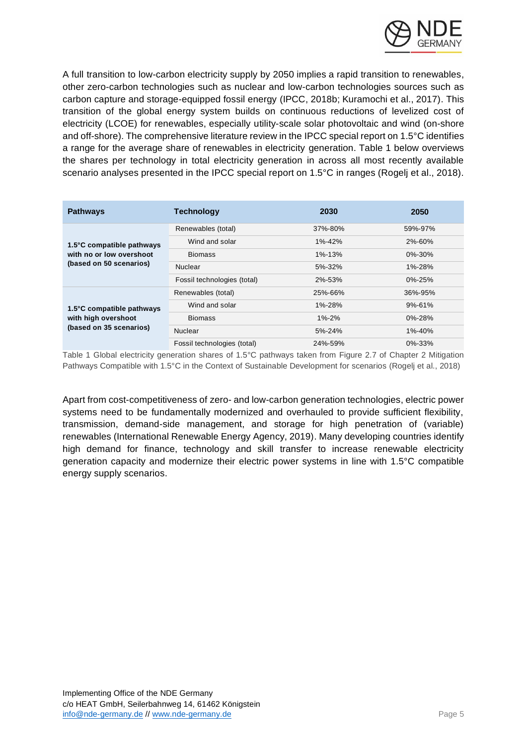A full transition to low-carbon electricity supply by 2050 implies a rapid transition to renewables, other zero-carbon technologies such as nuclear and low-carbon technologies sources such as carbon capture and storage-equipped fossil energy (IPCC, 2018b; Kuramochi et al., 2017). This transition of the global energy system builds on continuous reductions of levelized cost of electricity (LCOE) for renewables, especially utility-scale solar photovoltaic and wind (on-shore and off-shore). The comprehensive literature review in the IPCC special report on 1.5°C identifies a range for the average share of renewables in electricity generation. Table 1 below overviews the shares per technology in total electricity generation in across all most recently available scenario analyses presented in the IPCC special report on 1.5°C in ranges (Rogelj et al., 2018).

| Pathways | Technology | 2030 | 2050 |
|---|---|---|---|
| **1.5°C compatible pathways with no or low overshoot (based on 50 scenarios)** | Renewables (total) | 37%-80% | 59%-97% |
| | Wind and solar | 1%-42% | 2%-60% |
| | Biomass | 1%-13% | 0%-30% |
| | Nuclear | 5%-32% | 1%-28% |
| | Fossil technologies (total) | 2%-53% | 0%-25% |
| **1.5°C compatible pathways with high overshoot (based on 35 scenarios)** | Renewables (total) | 25%-66% | 36%-95% |
| | Wind and solar | 1%-28% | 9%-61% |
| | Biomass | 1%-2% | 0%-28% |
| | Nuclear | 5%-24% | 1%-40% |
| | Fossil technologies (total) | 24%-59% | 0%-33% |

Table 1 Global electricity generation shares of 1.5°C pathways taken from Figure 2.7 of Chapter 2 Mitigation Pathways Compatible with 1.5°C in the Context of Sustainable Development for scenarios (Rogelj et al., 2018)

Apart from cost-competitiveness of zero- and low-carbon generation technologies, electric power systems need to be fundamentally modernized and overhauled to provide sufficient flexibility, transmission, demand-side management, and storage for high penetration of (variable) renewables (International Renewable Energy Agency, 2019). Many developing countries identify high demand for finance, technology and skill transfer to increase renewable electricity generation capacity and modernize their electric power systems in line with 1.5°C compatible energy supply scenarios.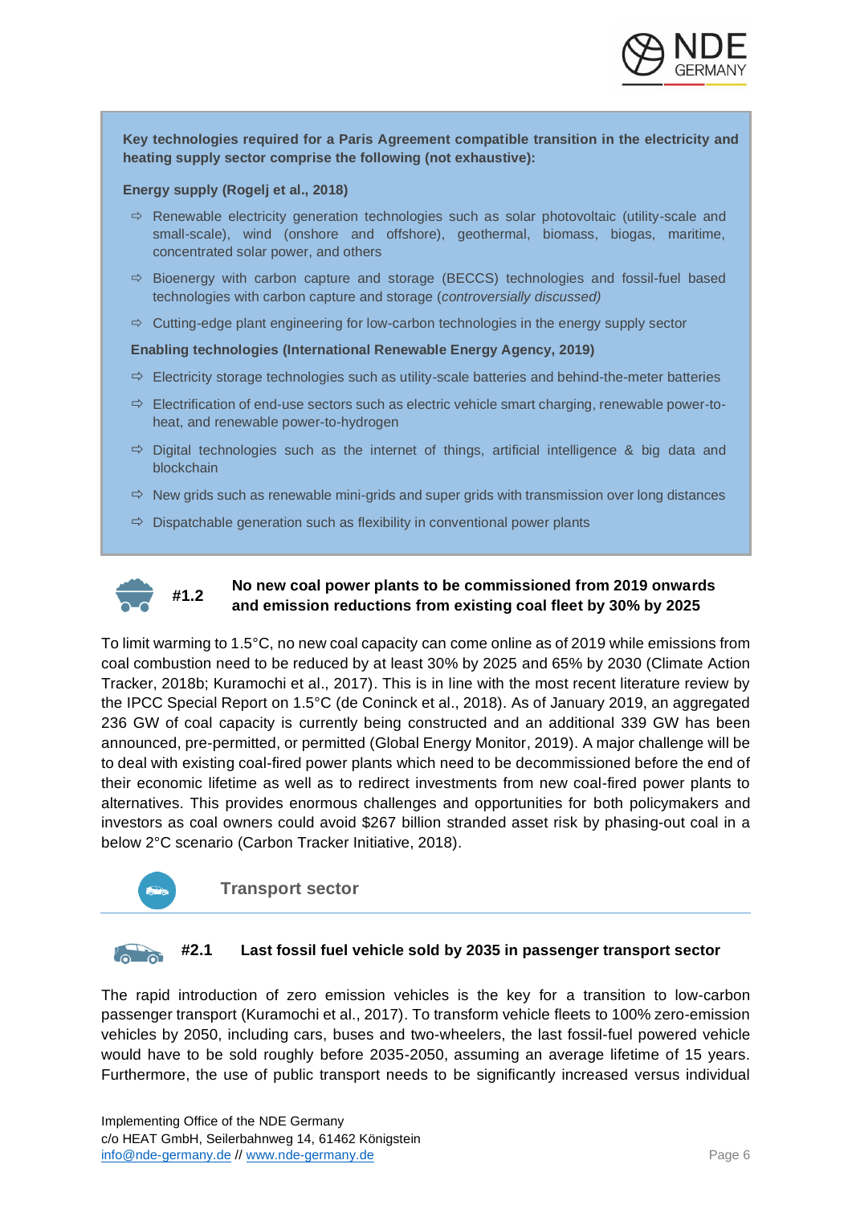**Key technologies required for a Paris Agreement compatible transition in the electricity and heating supply sector comprise the following (not exhaustive):**

**Energy supply (Rogelj et al., 2018)**

- ⇨ Renewable electricity generation technologies such as solar photovoltaic (utility-scale and small-scale), wind (onshore and offshore), geothermal, biomass, biogas, maritime, concentrated solar power, and others
- ⇨ Bioenergy with carbon capture and storage (BECCS) technologies and fossil-fuel based technologies with carbon capture and storage (*controversially discussed)*
- ⇨ Cutting-edge plant engineering for low-carbon technologies in the energy supply sector

**Enabling technologies (International Renewable Energy Agency, 2019)**

- ⇨ Electricity storage technologies such as utility-scale batteries and behind-the-meter batteries
- ⇨ Electrification of end-use sectors such as electric vehicle smart charging, renewable power-to-heat, and renewable power-to-hydrogen
- ⇨ Digital technologies such as the internet of things, artificial intelligence & big data and blockchain
- ⇨ New grids such as renewable mini-grids and super grids with transmission over long distances
- ⇨ Dispatchable generation such as flexibility in conventional power plants

### #1.2 No new coal power plants to be commissioned from 2019 onwards and emission reductions from existing coal fleet by 30% by 2025

To limit warming to 1.5°C, no new coal capacity can come online as of 2019 while emissions from coal combustion need to be reduced by at least 30% by 2025 and 65% by 2030 (Climate Action Tracker, 2018b; Kuramochi et al., 2017). This is in line with the most recent literature review by the IPCC Special Report on 1.5°C (de Coninck et al., 2018). As of January 2019, an aggregated 236 GW of coal capacity is currently being constructed and an additional 339 GW has been announced, pre-permitted, or permitted (Global Energy Monitor, 2019). A major challenge will be to deal with existing coal-fired power plants which need to be decommissioned before the end of their economic lifetime as well as to redirect investments from new coal-fired power plants to alternatives. This provides enormous challenges and opportunities for both policymakers and investors as coal owners could avoid $267 billion stranded asset risk by phasing-out coal in a below 2°C scenario (Carbon Tracker Initiative, 2018).

## Transport sector

### #2.1 Last fossil fuel vehicle sold by 2035 in passenger transport sector

The rapid introduction of zero emission vehicles is the key for a transition to low-carbon passenger transport (Kuramochi et al., 2017). To transform vehicle fleets to 100% zero-emission vehicles by 2050, including cars, buses and two-wheelers, the last fossil-fuel powered vehicle would have to be sold roughly before 2035-2050, assuming an average lifetime of 15 years. Furthermore, the use of public transport needs to be significantly increased versus individual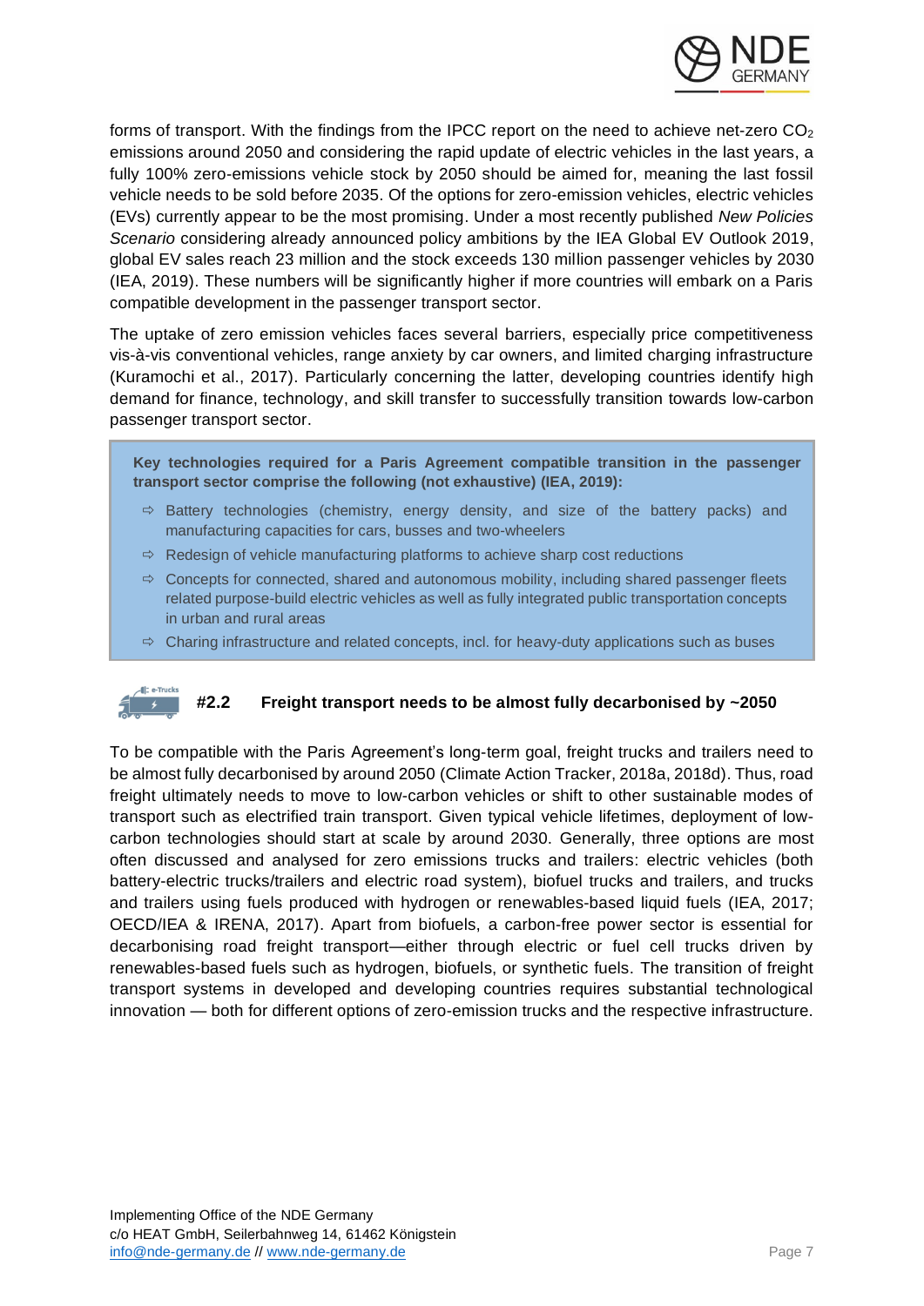forms of transport. With the findings from the IPCC report on the need to achieve net-zero $CO_2$ emissions around 2050 and considering the rapid update of electric vehicles in the last years, a fully 100% zero-emissions vehicle stock by 2050 should be aimed for, meaning the last fossil vehicle needs to be sold before 2035. Of the options for zero-emission vehicles, electric vehicles (EVs) currently appear to be the most promising. Under a most recently published *New Policies Scenario* considering already announced policy ambitions by the IEA Global EV Outlook 2019, global EV sales reach 23 million and the stock exceeds 130 million passenger vehicles by 2030 (IEA, 2019). These numbers will be significantly higher if more countries will embark on a Paris compatible development in the passenger transport sector.

The uptake of zero emission vehicles faces several barriers, especially price competitiveness vis-à-vis conventional vehicles, range anxiety by car owners, and limited charging infrastructure (Kuramochi et al., 2017). Particularly concerning the latter, developing countries identify high demand for finance, technology, and skill transfer to successfully transition towards low-carbon passenger transport sector.

> **Key technologies required for a Paris Agreement compatible transition in the passenger transport sector comprise the following (not exhaustive) (IEA, 2019):**
>
> - Battery technologies (chemistry, energy density, and size of the battery packs) and manufacturing capacities for cars, busses and two-wheelers
> - Redesign of vehicle manufacturing platforms to achieve sharp cost reductions
> - Concepts for connected, shared and autonomous mobility, including shared passenger fleets related purpose-build electric vehicles as well as fully integrated public transportation concepts in urban and rural areas
> - Charing infrastructure and related concepts, incl. for heavy-duty applications such as buses

## #2.2 Freight transport needs to be almost fully decarbonised by ~2050

To be compatible with the Paris Agreement's long-term goal, freight trucks and trailers need to be almost fully decarbonised by around 2050 (Climate Action Tracker, 2018a, 2018d). Thus, road freight ultimately needs to move to low-carbon vehicles or shift to other sustainable modes of transport such as electrified train transport. Given typical vehicle lifetimes, deployment of low-carbon technologies should start at scale by around 2030. Generally, three options are most often discussed and analysed for zero emissions trucks and trailers: electric vehicles (both battery-electric trucks/trailers and electric road system), biofuel trucks and trailers, and trucks and trailers using fuels produced with hydrogen or renewables-based liquid fuels (IEA, 2017; OECD/IEA & IRENA, 2017). Apart from biofuels, a carbon-free power sector is essential for decarbonising road freight transport—either through electric or fuel cell trucks driven by renewables-based fuels such as hydrogen, biofuels, or synthetic fuels. The transition of freight transport systems in developed and developing countries requires substantial technological innovation — both for different options of zero-emission trucks and the respective infrastructure.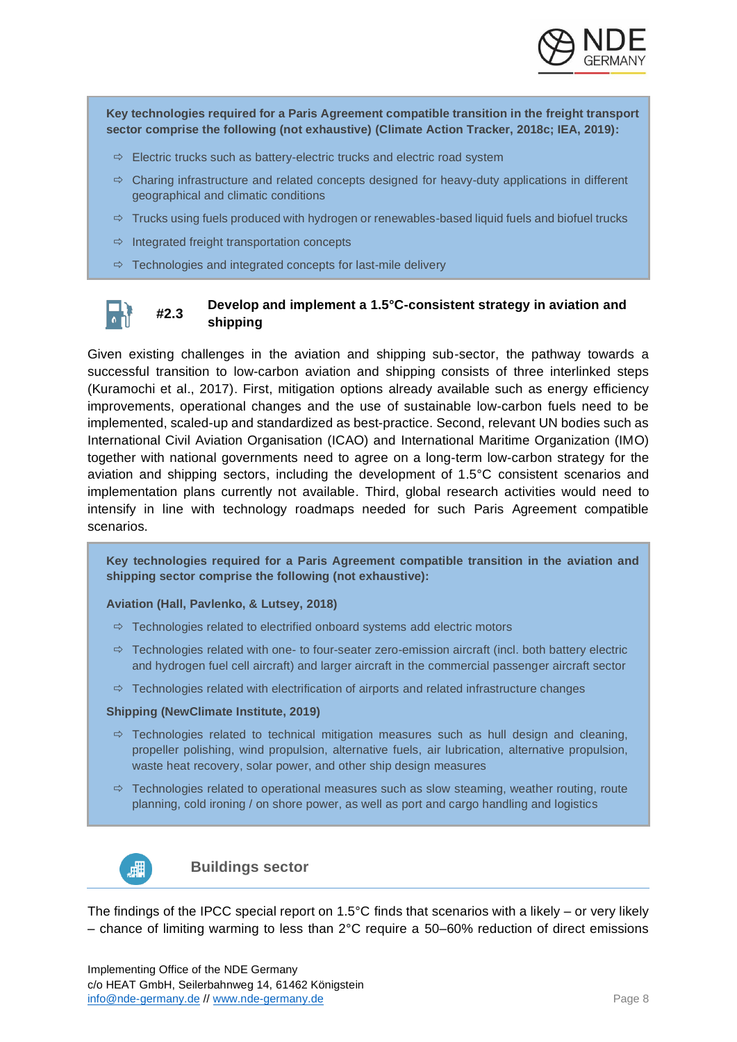**Key technologies required for a Paris Agreement compatible transition in the freight transport sector comprise the following (not exhaustive) (Climate Action Tracker, 2018c; IEA, 2019):**

- ⇨ Electric trucks such as battery-electric trucks and electric road system
- ⇨ Charing infrastructure and related concepts designed for heavy-duty applications in different geographical and climatic conditions
- ⇨ Trucks using fuels produced with hydrogen or renewables-based liquid fuels and biofuel trucks
- ⇨ Integrated freight transportation concepts
- ⇨ Technologies and integrated concepts for last-mile delivery

### #2.3 Develop and implement a 1.5°C-consistent strategy in aviation and shipping

Given existing challenges in the aviation and shipping sub-sector, the pathway towards a successful transition to low-carbon aviation and shipping consists of three interlinked steps (Kuramochi et al., 2017). First, mitigation options already available such as energy efficiency improvements, operational changes and the use of sustainable low-carbon fuels need to be implemented, scaled-up and standardized as best-practice. Second, relevant UN bodies such as International Civil Aviation Organisation (ICAO) and International Maritime Organization (IMO) together with national governments need to agree on a long-term low-carbon strategy for the aviation and shipping sectors, including the development of 1.5°C consistent scenarios and implementation plans currently not available. Third, global research activities would need to intensify in line with technology roadmaps needed for such Paris Agreement compatible scenarios.

**Key technologies required for a Paris Agreement compatible transition in the aviation and shipping sector comprise the following (not exhaustive):**

**Aviation (Hall, Pavlenko, & Lutsey, 2018)**

- ⇨ Technologies related to electrified onboard systems add electric motors
- ⇨ Technologies related with one- to four-seater zero-emission aircraft (incl. both battery electric and hydrogen fuel cell aircraft) and larger aircraft in the commercial passenger aircraft sector
- ⇨ Technologies related with electrification of airports and related infrastructure changes

**Shipping (NewClimate Institute, 2019)**

- ⇨ Technologies related to technical mitigation measures such as hull design and cleaning, propeller polishing, wind propulsion, alternative fuels, air lubrication, alternative propulsion, waste heat recovery, solar power, and other ship design measures
- ⇨ Technologies related to operational measures such as slow steaming, weather routing, route planning, cold ironing / on shore power, as well as port and cargo handling and logistics

## Buildings sector

The findings of the IPCC special report on 1.5°C finds that scenarios with a likely – or very likely – chance of limiting warming to less than 2°C require a 50–60% reduction of direct emissions

Implementing Office of the NDE Germany
c/o HEAT GmbH, Seilerbahnweg 14, 61462 Königstein
info@nde-germany.de // www.nde-germany.de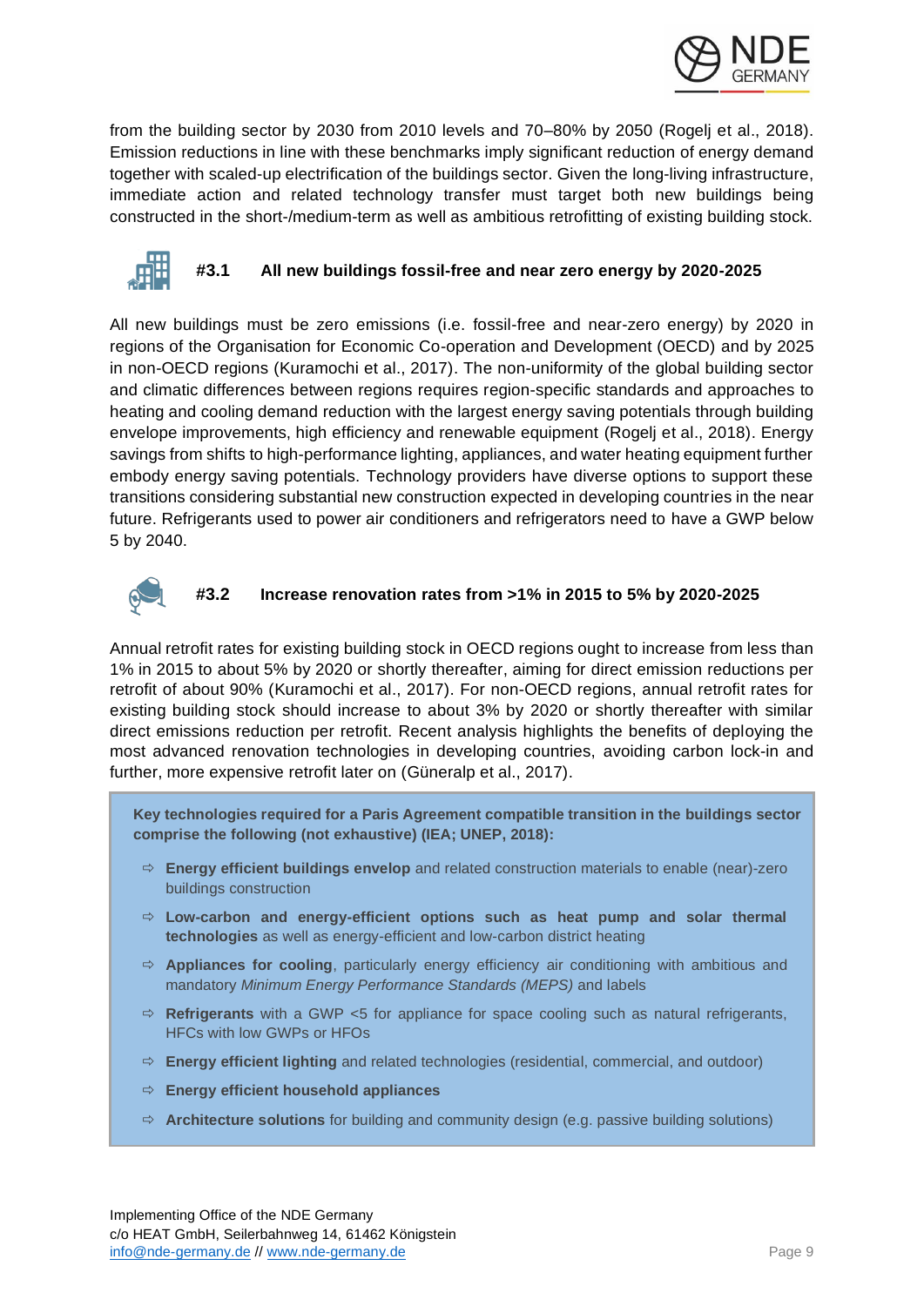from the building sector by 2030 from 2010 levels and 70–80% by 2050 (Rogelj et al., 2018). Emission reductions in line with these benchmarks imply significant reduction of energy demand together with scaled-up electrification of the buildings sector. Given the long-living infrastructure, immediate action and related technology transfer must target both new buildings being constructed in the short-/medium-term as well as ambitious retrofitting of existing building stock.

### #3.1 All new buildings fossil-free and near zero energy by 2020-2025

All new buildings must be zero emissions (i.e. fossil-free and near-zero energy) by 2020 in regions of the Organisation for Economic Co-operation and Development (OECD) and by 2025 in non-OECD regions (Kuramochi et al., 2017). The non-uniformity of the global building sector and climatic differences between regions requires region-specific standards and approaches to heating and cooling demand reduction with the largest energy saving potentials through building envelope improvements, high efficiency and renewable equipment (Rogelj et al., 2018). Energy savings from shifts to high-performance lighting, appliances, and water heating equipment further embody energy saving potentials. Technology providers have diverse options to support these transitions considering substantial new construction expected in developing countries in the near future. Refrigerants used to power air conditioners and refrigerators need to have a GWP below 5 by 2040.

### #3.2 Increase renovation rates from >1% in 2015 to 5% by 2020-2025

Annual retrofit rates for existing building stock in OECD regions ought to increase from less than 1% in 2015 to about 5% by 2020 or shortly thereafter, aiming for direct emission reductions per retrofit of about 90% (Kuramochi et al., 2017). For non-OECD regions, annual retrofit rates for existing building stock should increase to about 3% by 2020 or shortly thereafter with similar direct emissions reduction per retrofit. Recent analysis highlights the benefits of deploying the most advanced renovation technologies in developing countries, avoiding carbon lock-in and further, more expensive retrofit later on (Güneralp et al., 2017).

**Key technologies required for a Paris Agreement compatible transition in the buildings sector comprise the following (not exhaustive) (IEA; UNEP, 2018):**

- **Energy efficient buildings envelop** and related construction materials to enable (near)-zero buildings construction
- **Low-carbon and energy-efficient options such as heat pump and solar thermal technologies** as well as energy-efficient and low-carbon district heating
- **Appliances for cooling**, particularly energy efficiency air conditioning with ambitious and mandatory *Minimum Energy Performance Standards (MEPS)* and labels
- **Refrigerants** with a GWP <5 for appliance for space cooling such as natural refrigerants, HFCs with low GWPs or HFOs
- **Energy efficient lighting** and related technologies (residential, commercial, and outdoor)
- **Energy efficient household appliances**
- **Architecture solutions** for building and community design (e.g. passive building solutions)

Implementing Office of the NDE Germany
c/o HEAT GmbH, Seilerbahnweg 14, 61462 Königstein
info@nde-germany.de // www.nde-germany.de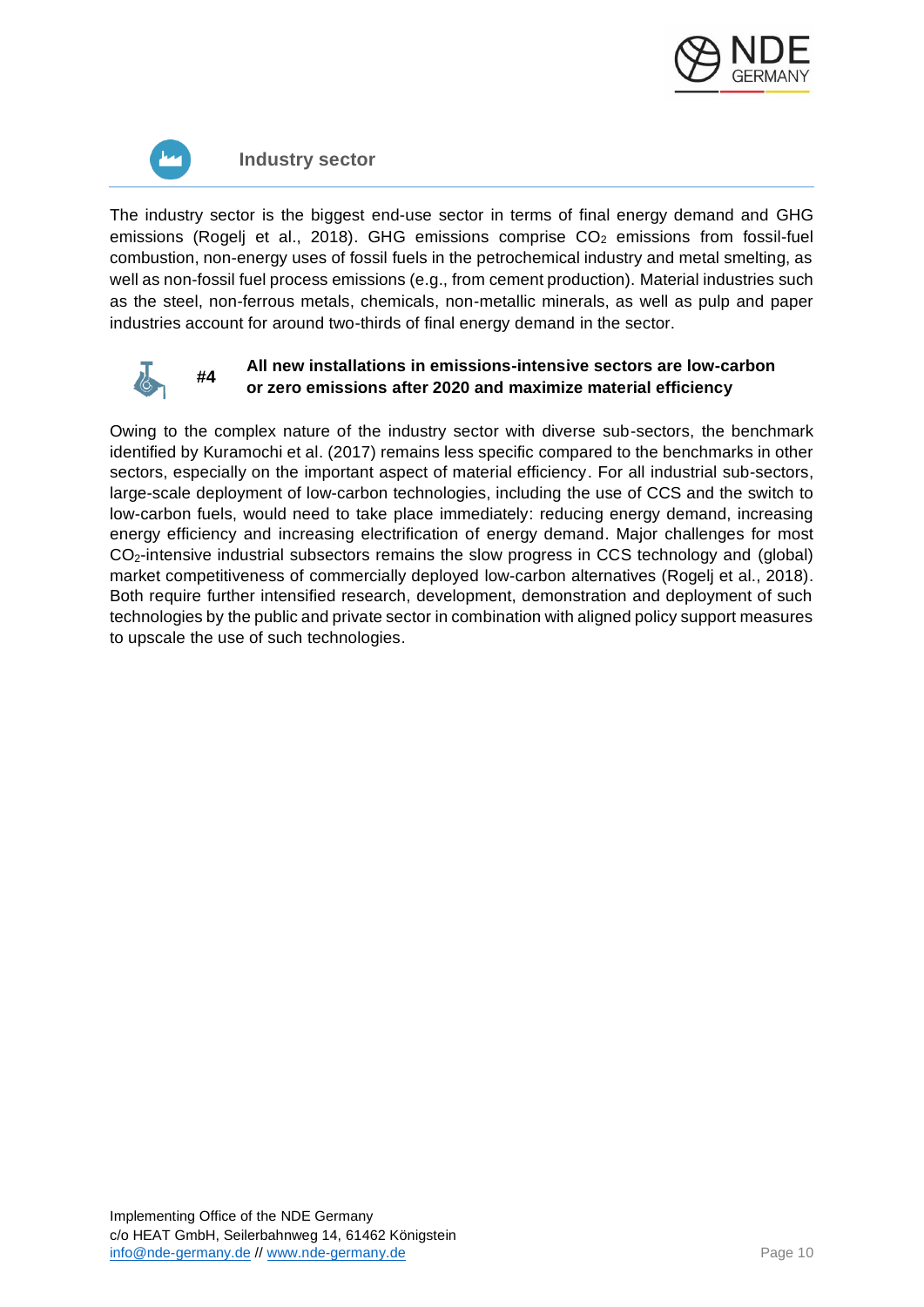## Industry sector

The industry sector is the biggest end-use sector in terms of final energy demand and GHG emissions (Rogelj et al., 2018). GHG emissions comprise $CO_2$ emissions from fossil-fuel combustion, non-energy uses of fossil fuels in the petrochemical industry and metal smelting, as well as non-fossil fuel process emissions (e.g., from cement production). Material industries such as the steel, non-ferrous metals, chemicals, non-metallic minerals, as well as pulp and paper industries account for around two-thirds of final energy demand in the sector.

### #4 All new installations in emissions-intensive sectors are low-carbon or zero emissions after 2020 and maximize material efficiency

Owing to the complex nature of the industry sector with diverse sub-sectors, the benchmark identified by Kuramochi et al. (2017) remains less specific compared to the benchmarks in other sectors, especially on the important aspect of material efficiency. For all industrial sub-sectors, large-scale deployment of low-carbon technologies, including the use of CCS and the switch to low-carbon fuels, would need to take place immediately: reducing energy demand, increasing energy efficiency and increasing electrification of energy demand. Major challenges for most $CO_2$-intensive industrial subsectors remains the slow progress in CCS technology and (global) market competitiveness of commercially deployed low-carbon alternatives (Rogelj et al., 2018). Both require further intensified research, development, demonstration and deployment of such technologies by the public and private sector in combination with aligned policy support measures to upscale the use of such technologies.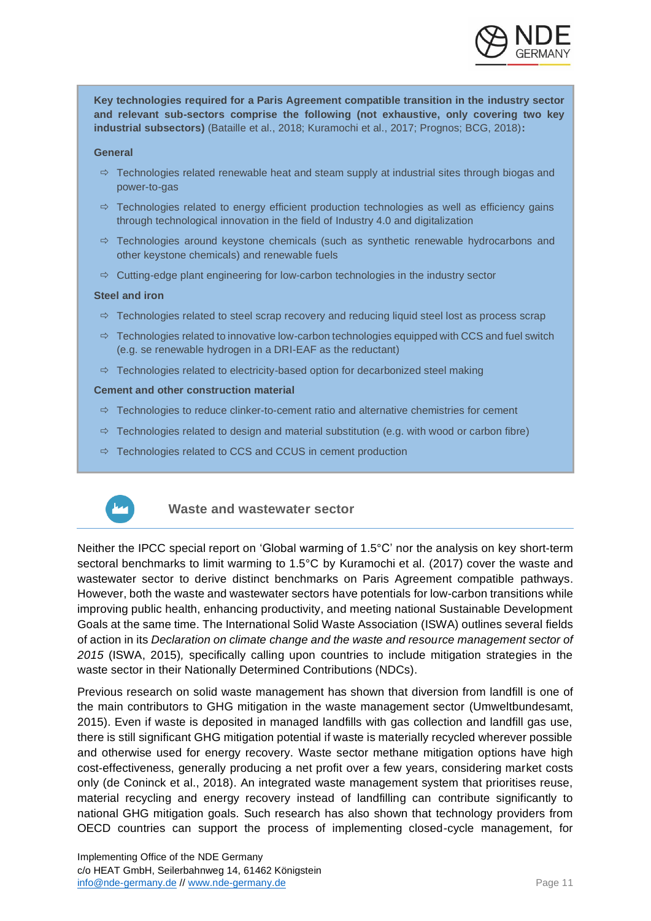**Key technologies required for a Paris Agreement compatible transition in the industry sector and relevant sub-sectors comprise the following (not exhaustive, only covering two key industrial subsectors)** (Bataille et al., 2018; Kuramochi et al., 2017; Prognos; BCG, 2018)**:**

**General**

- Technologies related renewable heat and steam supply at industrial sites through biogas and power-to-gas
- Technologies related to energy efficient production technologies as well as efficiency gains through technological innovation in the field of Industry 4.0 and digitalization
- Technologies around keystone chemicals (such as synthetic renewable hydrocarbons and other keystone chemicals) and renewable fuels
- Cutting-edge plant engineering for low-carbon technologies in the industry sector

**Steel and iron**

- Technologies related to steel scrap recovery and reducing liquid steel lost as process scrap
- Technologies related to innovative low-carbon technologies equipped with CCS and fuel switch (e.g. se renewable hydrogen in a DRI-EAF as the reductant)
- Technologies related to electricity-based option for decarbonized steel making

**Cement and other construction material**

- Technologies to reduce clinker-to-cement ratio and alternative chemistries for cement
- Technologies related to design and material substitution (e.g. with wood or carbon fibre)
- Technologies related to CCS and CCUS in cement production

## Waste and wastewater sector

Neither the IPCC special report on 'Global warming of 1.5°C' nor the analysis on key short-term sectoral benchmarks to limit warming to 1.5°C by Kuramochi et al. (2017) cover the waste and wastewater sector to derive distinct benchmarks on Paris Agreement compatible pathways. However, both the waste and wastewater sectors have potentials for low-carbon transitions while improving public health, enhancing productivity, and meeting national Sustainable Development Goals at the same time. The International Solid Waste Association (ISWA) outlines several fields of action in its *Declaration on climate change and the waste and resource management sector of 2015* (ISWA, 2015)*,* specifically calling upon countries to include mitigation strategies in the waste sector in their Nationally Determined Contributions (NDCs).

Previous research on solid waste management has shown that diversion from landfill is one of the main contributors to GHG mitigation in the waste management sector (Umweltbundesamt, 2015). Even if waste is deposited in managed landfills with gas collection and landfill gas use, there is still significant GHG mitigation potential if waste is materially recycled wherever possible and otherwise used for energy recovery. Waste sector methane mitigation options have high cost-effectiveness, generally producing a net profit over a few years, considering market costs only (de Coninck et al., 2018). An integrated waste management system that prioritises reuse, material recycling and energy recovery instead of landfilling can contribute significantly to national GHG mitigation goals. Such research has also shown that technology providers from OECD countries can support the process of implementing closed-cycle management, for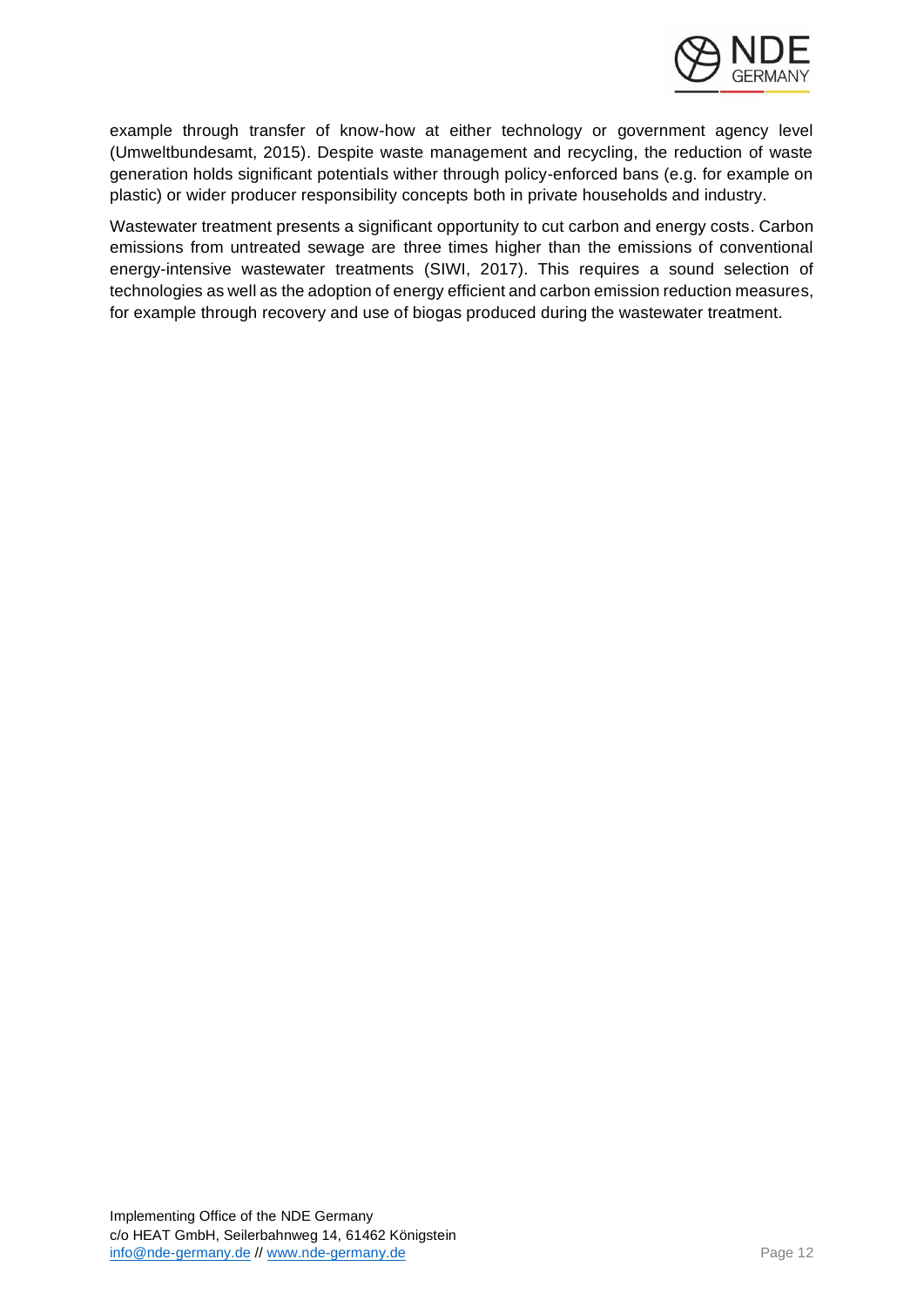example through transfer of know-how at either technology or government agency level (Umweltbundesamt, 2015). Despite waste management and recycling, the reduction of waste generation holds significant potentials wither through policy-enforced bans (e.g. for example on plastic) or wider producer responsibility concepts both in private households and industry.

Wastewater treatment presents a significant opportunity to cut carbon and energy costs. Carbon emissions from untreated sewage are three times higher than the emissions of conventional energy-intensive wastewater treatments (SIWI, 2017). This requires a sound selection of technologies as well as the adoption of energy efficient and carbon emission reduction measures, for example through recovery and use of biogas produced during the wastewater treatment.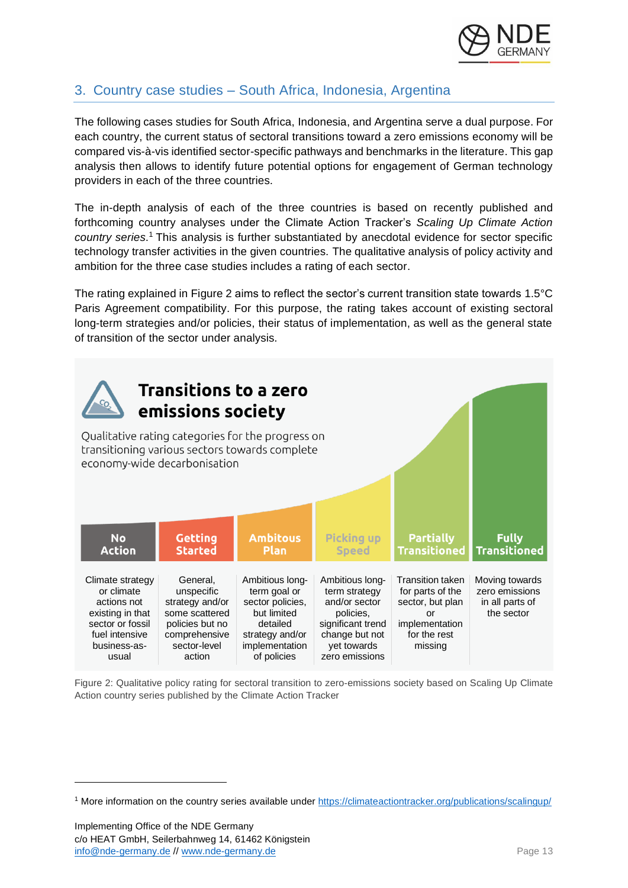## 3. Country case studies – South Africa, Indonesia, Argentina

The following cases studies for South Africa, Indonesia, and Argentina serve a dual purpose. For each country, the current status of sectoral transitions toward a zero emissions economy will be compared vis-à-vis identified sector-specific pathways and benchmarks in the literature. This gap analysis then allows to identify future potential options for engagement of German technology providers in each of the three countries.

The in-depth analysis of each of the three countries is based on recently published and forthcoming country analyses under the Climate Action Tracker's *Scaling Up Climate Action country series*.[1] This analysis is further substantiated by anecdotal evidence for sector specific technology transfer activities in the given countries. The qualitative analysis of policy activity and ambition for the three case studies includes a rating of each sector.

The rating explained in Figure 2 aims to reflect the sector's current transition state towards 1.5°C Paris Agreement compatibility. For this purpose, the rating takes account of existing sectoral long-term strategies and/or policies, their status of implementation, as well as the general state of transition of the sector under analysis.

**Transitions to a zero emissions society**

Qualitative rating categories for the progress on transitioning various sectors towards complete economy-wide decarbonisation

| No Action | Getting Started | Ambitious Plan | Picking up Speed | Partially Transitioned | Fully Transitioned |
|---|---|---|---|---|---|
| Climate strategy or climate actions not existing in that sector or fossil fuel intensive business-as-usual | General, unspecific strategy and/or some scattered policies but no comprehensive sector-level action | Ambitious long-term goal or sector policies, but limited detailed strategy and/or implementation of policies | Ambitious long-term strategy and/or sector policies, significant trend change but not yet towards zero emissions | Transition taken for parts of the sector, but plan or implementation for the rest missing | Moving towards zero emissions in all parts of the sector |

Figure 2: Qualitative policy rating for sectoral transition to zero-emissions society based on Scaling Up Climate Action country series published by the Climate Action Tracker

[1] More information on the country series available under https://climateactiontracker.org/publications/scalingup/

Implementing Office of the NDE Germany
c/o HEAT GmbH, Seilerbahnweg 14, 61462 Königstein
info@nde-germany.de // www.nde-germany.de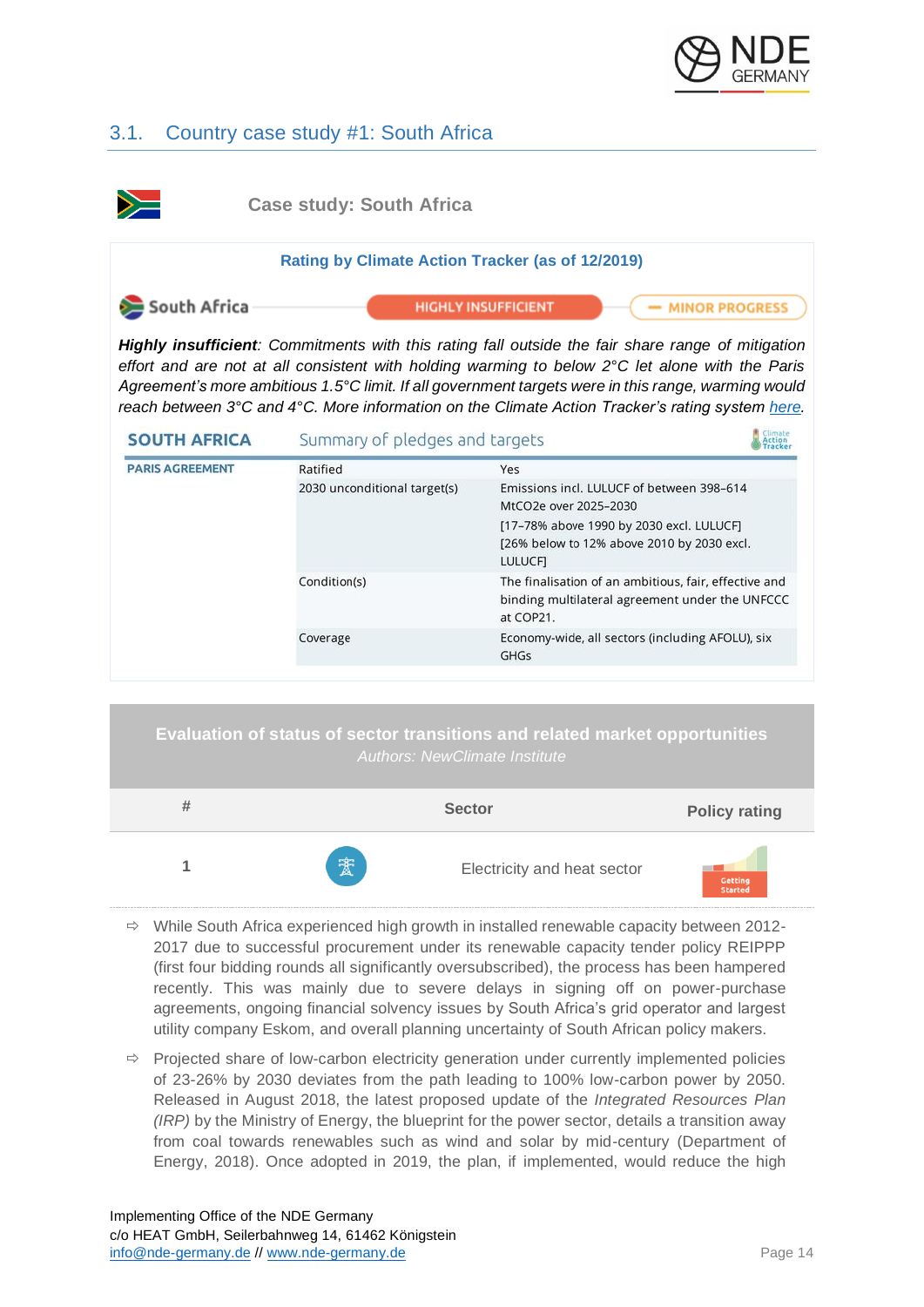## 3.1. Country case study #1: South Africa

**Case study: South Africa**

**Rating by Climate Action Tracker (as of 12/2019)**

South Africa — HIGHLY INSUFFICIENT — MINOR PROGRESS

***Highly insufficient****: Commitments with this rating fall outside the fair share range of mitigation effort and are not at all consistent with holding warming to below 2°C let alone with the Paris Agreement's more ambitious 1.5°C limit. If all government targets were in this range, warming would reach between 3°C and 4°C. More information on the Climate Action Tracker's rating system here.*

**SOUTH AFRICA** Summary of pledges and targets

| | | |
|---|---|---|
| **PARIS AGREEMENT** | Ratified | Yes |
| | 2030 unconditional target(s) | Emissions incl. LULUCF of between 398–614 MtCO2e over 2025–2030<br>[17–78% above 1990 by 2030 excl. LULUCF]<br>[26% below to 12% above 2010 by 2030 excl. LULUCF] |
| | Condition(s) | The finalisation of an ambitious, fair, effective and binding multilateral agreement under the UNFCCC at COP21. |
| | Coverage | Economy-wide, all sectors (including AFOLU), six GHGs |

**Evaluation of status of sector transitions and related market opportunities**

*Authors: NewClimate Institute*

| # | Sector | Policy rating |
|---|---|---|
| 1 | Electricity and heat sector | Getting Started |

- While South Africa experienced high growth in installed renewable capacity between 2012-2017 due to successful procurement under its renewable capacity tender policy REIPPP (first four bidding rounds all significantly oversubscribed), the process has been hampered recently. This was mainly due to severe delays in signing off on power-purchase agreements, ongoing financial solvency issues by South Africa's grid operator and largest utility company Eskom, and overall planning uncertainty of South African policy makers.
- Projected share of low-carbon electricity generation under currently implemented policies of 23-26% by 2030 deviates from the path leading to 100% low-carbon power by 2050. Released in August 2018, the latest proposed update of the *Integrated Resources Plan (IRP)* by the Ministry of Energy, the blueprint for the power sector, details a transition away from coal towards renewables such as wind and solar by mid-century (Department of Energy, 2018). Once adopted in 2019, the plan, if implemented, would reduce the high

Implementing Office of the NDE Germany
c/o HEAT GmbH, Seilerbahnweg 14, 61462 Königstein
info@nde-germany.de // www.nde-germany.de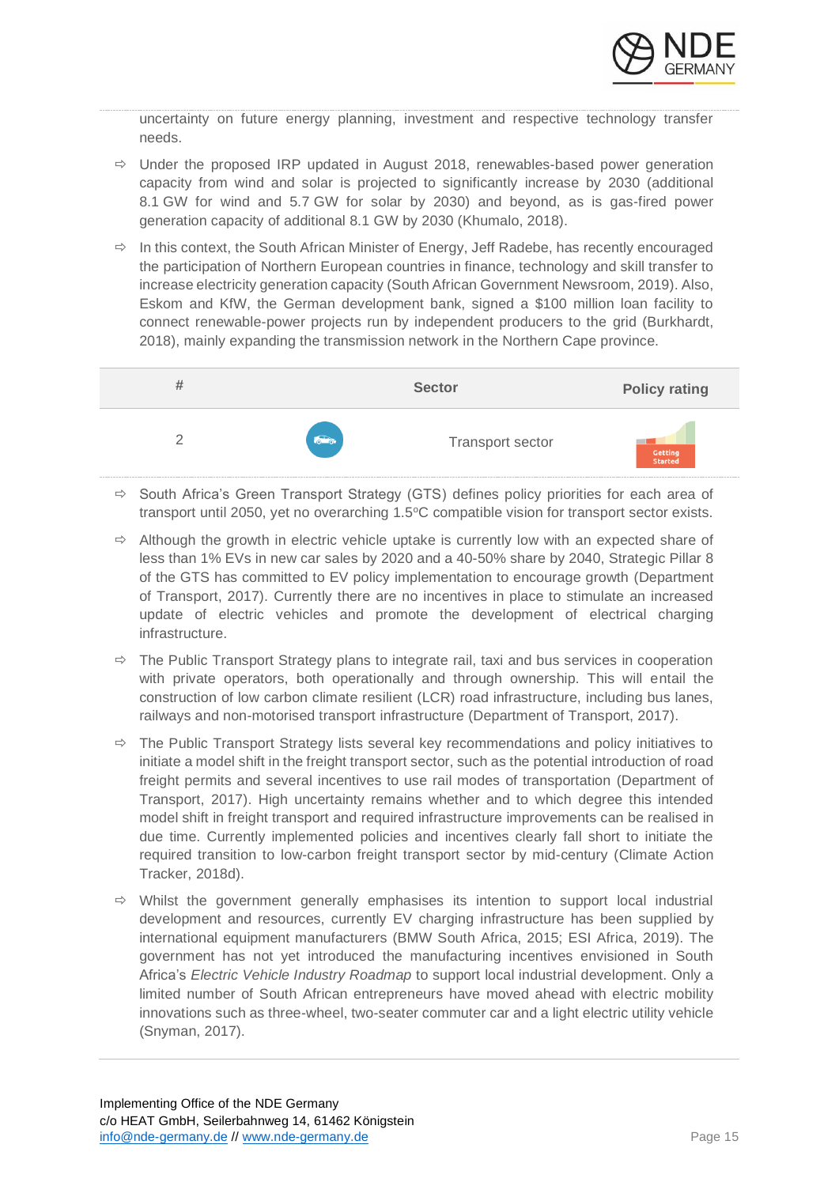uncertainty on future energy planning, investment and respective technology transfer needs.

- Under the proposed IRP updated in August 2018, renewables-based power generation capacity from wind and solar is projected to significantly increase by 2030 (additional 8.1 GW for wind and 5.7 GW for solar by 2030) and beyond, as is gas-fired power generation capacity of additional 8.1 GW by 2030 (Khumalo, 2018).
- In this context, the South African Minister of Energy, Jeff Radebe, has recently encouraged the participation of Northern European countries in finance, technology and skill transfer to increase electricity generation capacity (South African Government Newsroom, 2019). Also, Eskom and KfW, the German development bank, signed a $100 million loan facility to connect renewable-power projects run by independent producers to the grid (Burkhardt, 2018), mainly expanding the transmission network in the Northern Cape province.

| # | | Sector | Policy rating |
|---|---|---|---|
| 2 | | Transport sector | Getting Started |

- South Africa's Green Transport Strategy (GTS) defines policy priorities for each area of transport until 2050, yet no overarching 1.5°C compatible vision for transport sector exists.
- Although the growth in electric vehicle uptake is currently low with an expected share of less than 1% EVs in new car sales by 2020 and a 40-50% share by 2040, Strategic Pillar 8 of the GTS has committed to EV policy implementation to encourage growth (Department of Transport, 2017). Currently there are no incentives in place to stimulate an increased update of electric vehicles and promote the development of electrical charging infrastructure.
- The Public Transport Strategy plans to integrate rail, taxi and bus services in cooperation with private operators, both operationally and through ownership. This will entail the construction of low carbon climate resilient (LCR) road infrastructure, including bus lanes, railways and non-motorised transport infrastructure (Department of Transport, 2017).
- The Public Transport Strategy lists several key recommendations and policy initiatives to initiate a model shift in the freight transport sector, such as the potential introduction of road freight permits and several incentives to use rail modes of transportation (Department of Transport, 2017). High uncertainty remains whether and to which degree this intended model shift in freight transport and required infrastructure improvements can be realised in due time. Currently implemented policies and incentives clearly fall short to initiate the required transition to low-carbon freight transport sector by mid-century (Climate Action Tracker, 2018d).
- Whilst the government generally emphasises its intention to support local industrial development and resources, currently EV charging infrastructure has been supplied by international equipment manufacturers (BMW South Africa, 2015; ESI Africa, 2019). The government has not yet introduced the manufacturing incentives envisioned in South Africa's *Electric Vehicle Industry Roadmap* to support local industrial development. Only a limited number of South African entrepreneurs have moved ahead with electric mobility innovations such as three-wheel, two-seater commuter car and a light electric utility vehicle (Snyman, 2017).

Implementing Office of the NDE Germany
c/o HEAT GmbH, Seilerbahnweg 14, 61462 Königstein
info@nde-germany.de // www.nde-germany.de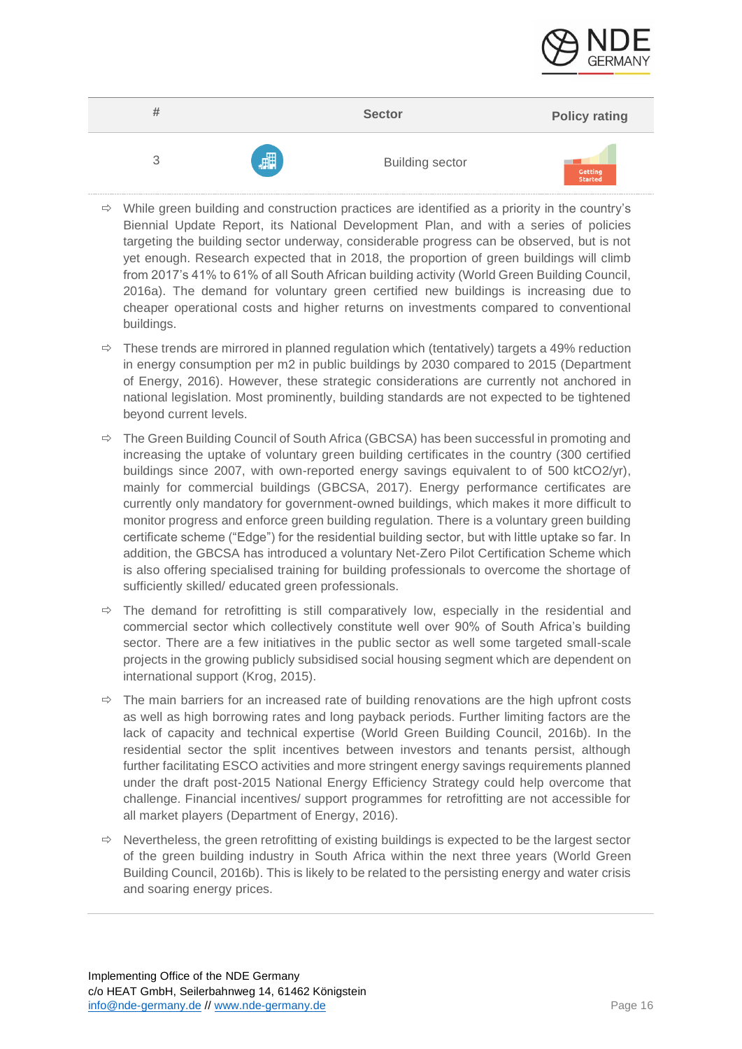| # | | Sector | Policy rating |
|---|---|---|---|
| 3 | | Building sector | Getting Started |

- While green building and construction practices are identified as a priority in the country's Biennial Update Report, its National Development Plan, and with a series of policies targeting the building sector underway, considerable progress can be observed, but is not yet enough. Research expected that in 2018, the proportion of green buildings will climb from 2017's 41% to 61% of all South African building activity (World Green Building Council, 2016a). The demand for voluntary green certified new buildings is increasing due to cheaper operational costs and higher returns on investments compared to conventional buildings.
- These trends are mirrored in planned regulation which (tentatively) targets a 49% reduction in energy consumption per m2 in public buildings by 2030 compared to 2015 (Department of Energy, 2016). However, these strategic considerations are currently not anchored in national legislation. Most prominently, building standards are not expected to be tightened beyond current levels.
- The Green Building Council of South Africa (GBCSA) has been successful in promoting and increasing the uptake of voluntary green building certificates in the country (300 certified buildings since 2007, with own-reported energy savings equivalent to of 500 ktCO2/yr), mainly for commercial buildings (GBCSA, 2017). Energy performance certificates are currently only mandatory for government-owned buildings, which makes it more difficult to monitor progress and enforce green building regulation. There is a voluntary green building certificate scheme ("Edge") for the residential building sector, but with little uptake so far. In addition, the GBCSA has introduced a voluntary Net-Zero Pilot Certification Scheme which is also offering specialised training for building professionals to overcome the shortage of sufficiently skilled/ educated green professionals.
- The demand for retrofitting is still comparatively low, especially in the residential and commercial sector which collectively constitute well over 90% of South Africa's building sector. There are a few initiatives in the public sector as well some targeted small-scale projects in the growing publicly subsidised social housing segment which are dependent on international support (Krog, 2015).
- The main barriers for an increased rate of building renovations are the high upfront costs as well as high borrowing rates and long payback periods. Further limiting factors are the lack of capacity and technical expertise (World Green Building Council, 2016b). In the residential sector the split incentives between investors and tenants persist, although further facilitating ESCO activities and more stringent energy savings requirements planned under the draft post-2015 National Energy Efficiency Strategy could help overcome that challenge. Financial incentives/ support programmes for retrofitting are not accessible for all market players (Department of Energy, 2016).
- Nevertheless, the green retrofitting of existing buildings is expected to be the largest sector of the green building industry in South Africa within the next three years (World Green Building Council, 2016b). This is likely to be related to the persisting energy and water crisis and soaring energy prices.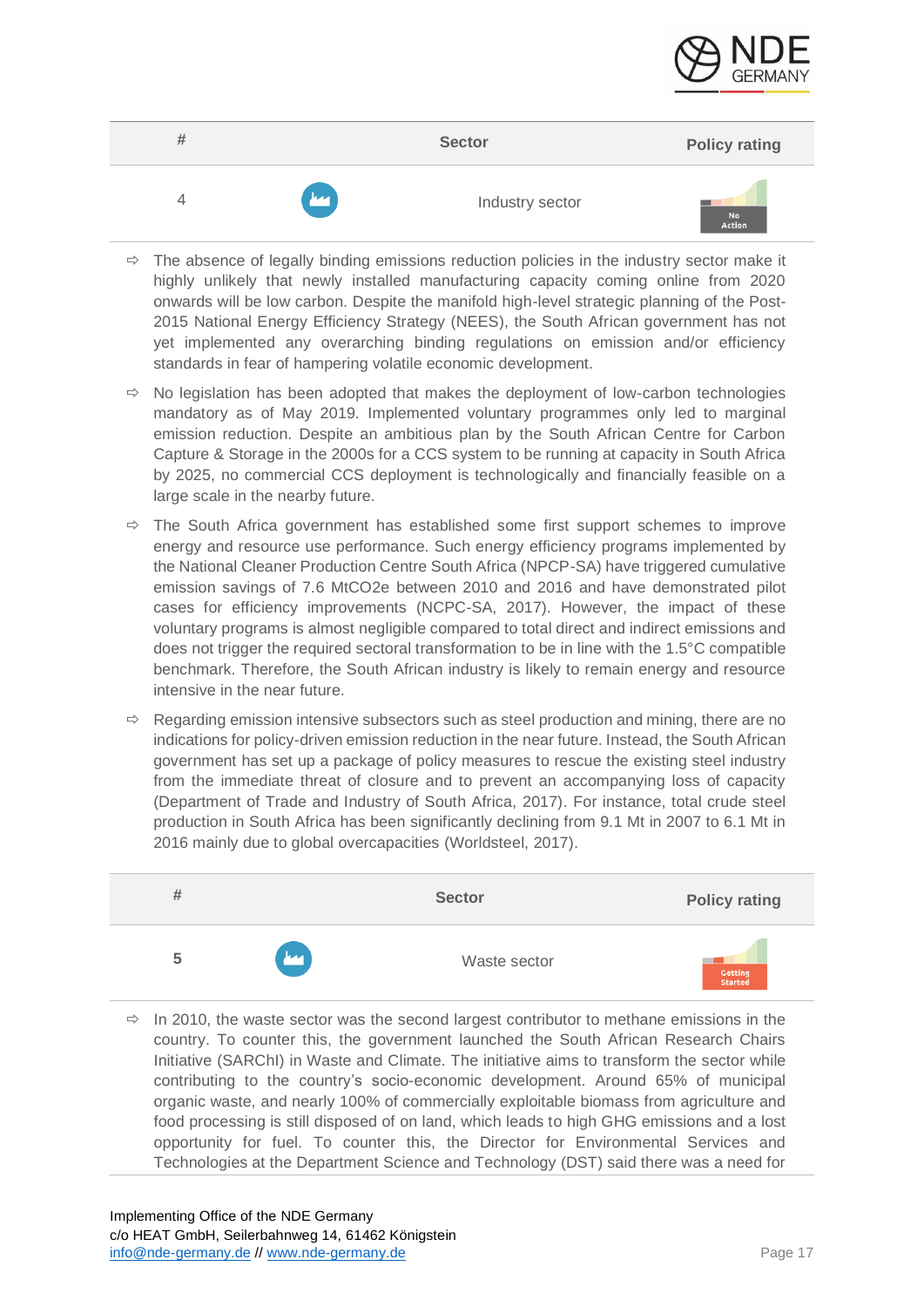| # | | Sector | Policy rating |
|---|---|---|---|
| 4 | | Industry sector | No Action |

- The absence of legally binding emissions reduction policies in the industry sector make it highly unlikely that newly installed manufacturing capacity coming online from 2020 onwards will be low carbon. Despite the manifold high-level strategic planning of the Post-2015 National Energy Efficiency Strategy (NEES), the South African government has not yet implemented any overarching binding regulations on emission and/or efficiency standards in fear of hampering volatile economic development.
- No legislation has been adopted that makes the deployment of low-carbon technologies mandatory as of May 2019. Implemented voluntary programmes only led to marginal emission reduction. Despite an ambitious plan by the South African Centre for Carbon Capture & Storage in the 2000s for a CCS system to be running at capacity in South Africa by 2025, no commercial CCS deployment is technologically and financially feasible on a large scale in the nearby future.
- The South Africa government has established some first support schemes to improve energy and resource use performance. Such energy efficiency programs implemented by the National Cleaner Production Centre South Africa (NPCP-SA) have triggered cumulative emission savings of 7.6 MtCO2e between 2010 and 2016 and have demonstrated pilot cases for efficiency improvements (NCPC-SA, 2017). However, the impact of these voluntary programs is almost negligible compared to total direct and indirect emissions and does not trigger the required sectoral transformation to be in line with the 1.5°C compatible benchmark. Therefore, the South African industry is likely to remain energy and resource intensive in the near future.
- Regarding emission intensive subsectors such as steel production and mining, there are no indications for policy-driven emission reduction in the near future. Instead, the South African government has set up a package of policy measures to rescue the existing steel industry from the immediate threat of closure and to prevent an accompanying loss of capacity (Department of Trade and Industry of South Africa, 2017). For instance, total crude steel production in South Africa has been significantly declining from 9.1 Mt in 2007 to 6.1 Mt in 2016 mainly due to global overcapacities (Worldsteel, 2017).

| # | | Sector | Policy rating |
|---|---|---|---|
| 5 | | Waste sector | Getting Started |

- In 2010, the waste sector was the second largest contributor to methane emissions in the country. To counter this, the government launched the South African Research Chairs Initiative (SARChI) in Waste and Climate. The initiative aims to transform the sector while contributing to the country's socio-economic development. Around 65% of municipal organic waste, and nearly 100% of commercially exploitable biomass from agriculture and food processing is still disposed of on land, which leads to high GHG emissions and a lost opportunity for fuel. To counter this, the Director for Environmental Services and Technologies at the Department Science and Technology (DST) said there was a need for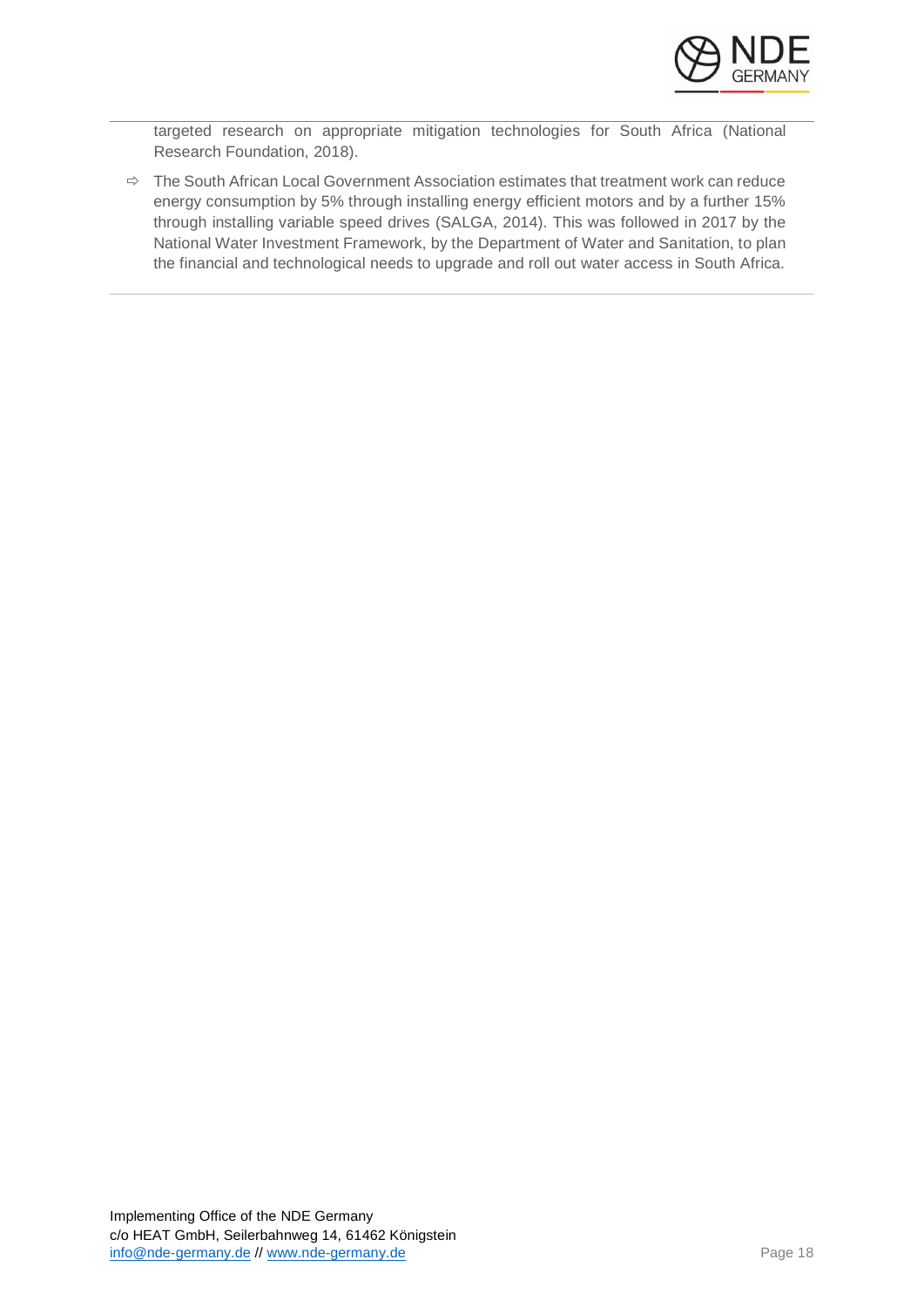targeted research on appropriate mitigation technologies for South Africa (National Research Foundation, 2018).

- The South African Local Government Association estimates that treatment work can reduce energy consumption by 5% through installing energy efficient motors and by a further 15% through installing variable speed drives (SALGA, 2014). This was followed in 2017 by the National Water Investment Framework, by the Department of Water and Sanitation, to plan the financial and technological needs to upgrade and roll out water access in South Africa.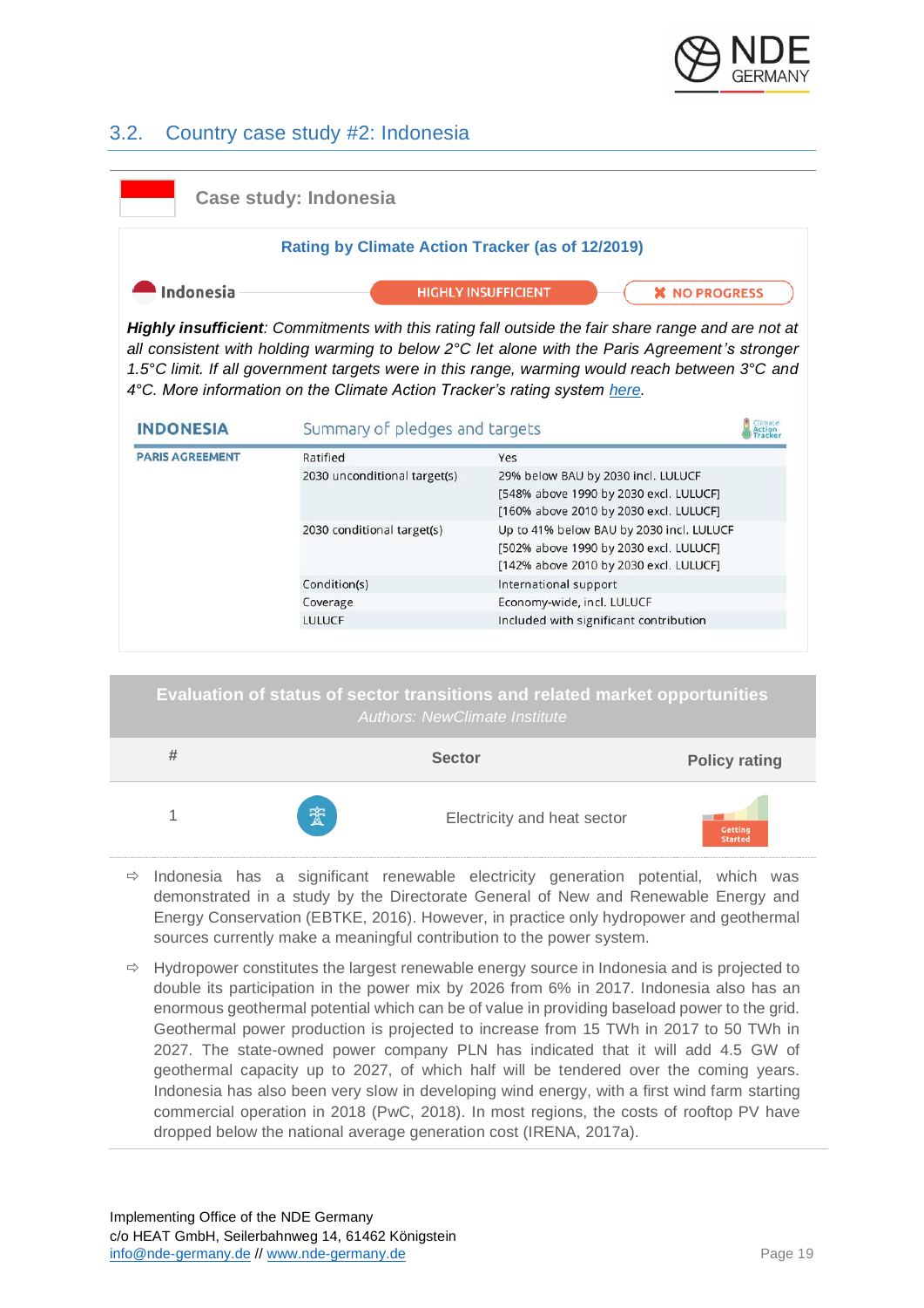## 3.2. Country case study #2: Indonesia

**Case study: Indonesia**

**Rating by Climate Action Tracker (as of 12/2019)**

Indonesia — HIGHLY INSUFFICIENT — ✖ NO PROGRESS

***Highly insufficient****: Commitments with this rating fall outside the fair share range and are not at all consistent with holding warming to below 2°C let alone with the Paris Agreement's stronger 1.5°C limit. If all government targets were in this range, warming would reach between 3°C and 4°C. More information on the Climate Action Tracker's rating system here.*

**INDONESIA** — Summary of pledges and targets

| | | |
|---|---|---|
| PARIS AGREEMENT | Ratified | Yes |
| | 2030 unconditional target(s) | 29% below BAU by 2030 incl. LULUCF<br>[548% above 1990 by 2030 excl. LULUCF]<br>[160% above 2010 by 2030 excl. LULUCF] |
| | 2030 conditional target(s) | Up to 41% below BAU by 2030 incl. LULUCF<br>[502% above 1990 by 2030 excl. LULUCF]<br>[142% above 2010 by 2030 excl. LULUCF] |
| | Condition(s) | International support |
| | Coverage | Economy-wide, incl. LULUCF |
| | LULUCF | Included with significant contribution |

**Evaluation of status of sector transitions and related market opportunities**

*Authors: NewClimate Institute*

| # | Sector | Policy rating |
|---|---|---|
| 1 | Electricity and heat sector | Getting Started |

- Indonesia has a significant renewable electricity generation potential, which was demonstrated in a study by the Directorate General of New and Renewable Energy and Energy Conservation (EBTKE, 2016). However, in practice only hydropower and geothermal sources currently make a meaningful contribution to the power system.
- Hydropower constitutes the largest renewable energy source in Indonesia and is projected to double its participation in the power mix by 2026 from 6% in 2017. Indonesia also has an enormous geothermal potential which can be of value in providing baseload power to the grid. Geothermal power production is projected to increase from 15 TWh in 2017 to 50 TWh in 2027. The state-owned power company PLN has indicated that it will add 4.5 GW of geothermal capacity up to 2027, of which half will be tendered over the coming years. Indonesia has also been very slow in developing wind energy, with a first wind farm starting commercial operation in 2018 (PwC, 2018). In most regions, the costs of rooftop PV have dropped below the national average generation cost (IRENA, 2017a).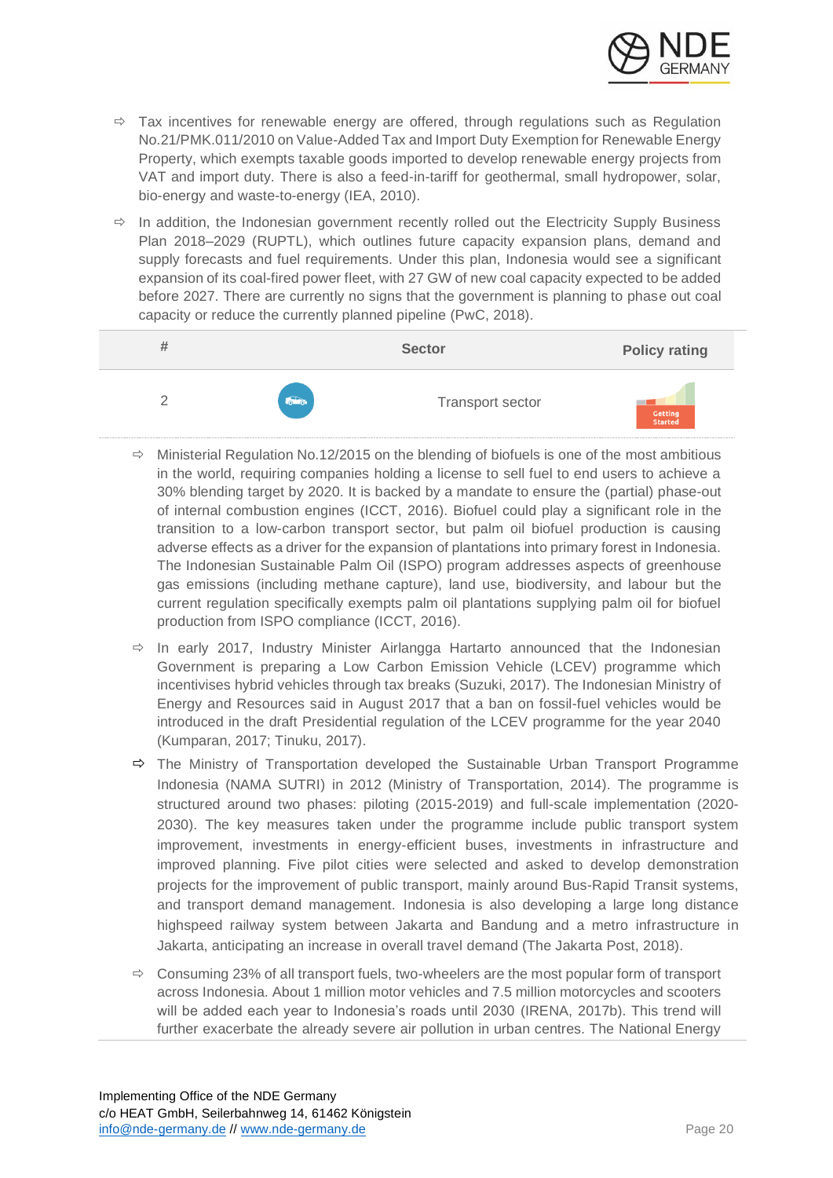- Tax incentives for renewable energy are offered, through regulations such as Regulation No.21/PMK.011/2010 on Value-Added Tax and Import Duty Exemption for Renewable Energy Property, which exempts taxable goods imported to develop renewable energy projects from VAT and import duty. There is also a feed-in-tariff for geothermal, small hydropower, solar, bio-energy and waste-to-energy (IEA, 2010).
- In addition, the Indonesian government recently rolled out the Electricity Supply Business Plan 2018–2029 (RUPTL), which outlines future capacity expansion plans, demand and supply forecasts and fuel requirements. Under this plan, Indonesia would see a significant expansion of its coal-fired power fleet, with 27 GW of new coal capacity expected to be added before 2027. There are currently no signs that the government is planning to phase out coal capacity or reduce the currently planned pipeline (PwC, 2018).

| # | | Sector | Policy rating |
|---|---|---|---|
| 2 | | Transport sector | Getting Started |

- Ministerial Regulation No.12/2015 on the blending of biofuels is one of the most ambitious in the world, requiring companies holding a license to sell fuel to end users to achieve a 30% blending target by 2020. It is backed by a mandate to ensure the (partial) phase-out of internal combustion engines (ICCT, 2016). Biofuel could play a significant role in the transition to a low-carbon transport sector, but palm oil biofuel production is causing adverse effects as a driver for the expansion of plantations into primary forest in Indonesia. The Indonesian Sustainable Palm Oil (ISPO) program addresses aspects of greenhouse gas emissions (including methane capture), land use, biodiversity, and labour but the current regulation specifically exempts palm oil plantations supplying palm oil for biofuel production from ISPO compliance (ICCT, 2016).
- In early 2017, Industry Minister Airlangga Hartarto announced that the Indonesian Government is preparing a Low Carbon Emission Vehicle (LCEV) programme which incentivises hybrid vehicles through tax breaks (Suzuki, 2017). The Indonesian Ministry of Energy and Resources said in August 2017 that a ban on fossil-fuel vehicles would be introduced in the draft Presidential regulation of the LCEV programme for the year 2040 (Kumparan, 2017; Tinuku, 2017).
- The Ministry of Transportation developed the Sustainable Urban Transport Programme Indonesia (NAMA SUTRI) in 2012 (Ministry of Transportation, 2014). The programme is structured around two phases: piloting (2015-2019) and full-scale implementation (2020-2030). The key measures taken under the programme include public transport system improvement, investments in energy-efficient buses, investments in infrastructure and improved planning. Five pilot cities were selected and asked to develop demonstration projects for the improvement of public transport, mainly around Bus-Rapid Transit systems, and transport demand management. Indonesia is also developing a large long distance highspeed railway system between Jakarta and Bandung and a metro infrastructure in Jakarta, anticipating an increase in overall travel demand (The Jakarta Post, 2018).
- Consuming 23% of all transport fuels, two-wheelers are the most popular form of transport across Indonesia. About 1 million motor vehicles and 7.5 million motorcycles and scooters will be added each year to Indonesia's roads until 2030 (IRENA, 2017b). This trend will further exacerbate the already severe air pollution in urban centres. The National Energy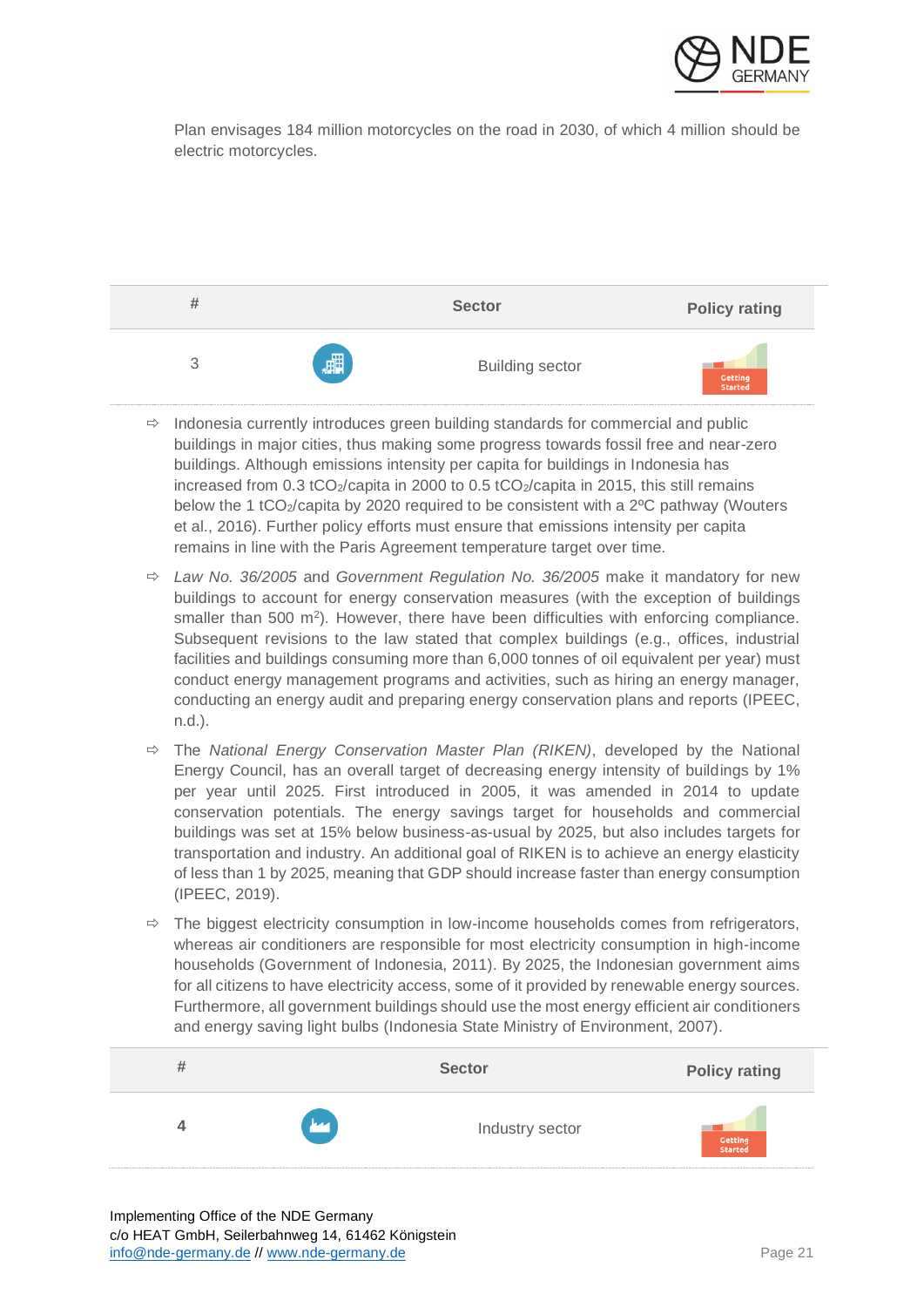Plan envisages 184 million motorcycles on the road in 2030, of which 4 million should be electric motorcycles.

| # | | Sector | Policy rating |
|---|---|---|---|
| 3 | | Building sector | Getting Started |

- Indonesia currently introduces green building standards for commercial and public buildings in major cities, thus making some progress towards fossil free and near-zero buildings. Although emissions intensity per capita for buildings in Indonesia has increased from 0.3 $tCO_2$/capita in 2000 to 0.5 $tCO_2$/capita in 2015, this still remains below the 1 $tCO_2$/capita by 2020 required to be consistent with a 2ºC pathway (Wouters et al., 2016). Further policy efforts must ensure that emissions intensity per capita remains in line with the Paris Agreement temperature target over time.
- *Law No. 36/2005* and *Government Regulation No. 36/2005* make it mandatory for new buildings to account for energy conservation measures (with the exception of buildings smaller than 500 $m^2$). However, there have been difficulties with enforcing compliance. Subsequent revisions to the law stated that complex buildings (e.g., offices, industrial facilities and buildings consuming more than 6,000 tonnes of oil equivalent per year) must conduct energy management programs and activities, such as hiring an energy manager, conducting an energy audit and preparing energy conservation plans and reports (IPEEC, n.d.).
- The *National Energy Conservation Master Plan (RIKEN)*, developed by the National Energy Council, has an overall target of decreasing energy intensity of buildings by 1% per year until 2025. First introduced in 2005, it was amended in 2014 to update conservation potentials. The energy savings target for households and commercial buildings was set at 15% below business-as-usual by 2025, but also includes targets for transportation and industry. An additional goal of RIKEN is to achieve an energy elasticity of less than 1 by 2025, meaning that GDP should increase faster than energy consumption (IPEEC, 2019).
- The biggest electricity consumption in low-income households comes from refrigerators, whereas air conditioners are responsible for most electricity consumption in high-income households (Government of Indonesia, 2011). By 2025, the Indonesian government aims for all citizens to have electricity access, some of it provided by renewable energy sources. Furthermore, all government buildings should use the most energy efficient air conditioners and energy saving light bulbs (Indonesia State Ministry of Environment, 2007).

| # | | Sector | Policy rating |
|---|---|---|---|
| 4 | | Industry sector | Getting Started |

Implementing Office of the NDE Germany
c/o HEAT GmbH, Seilerbahnweg 14, 61462 Königstein
info@nde-germany.de // www.nde-germany.de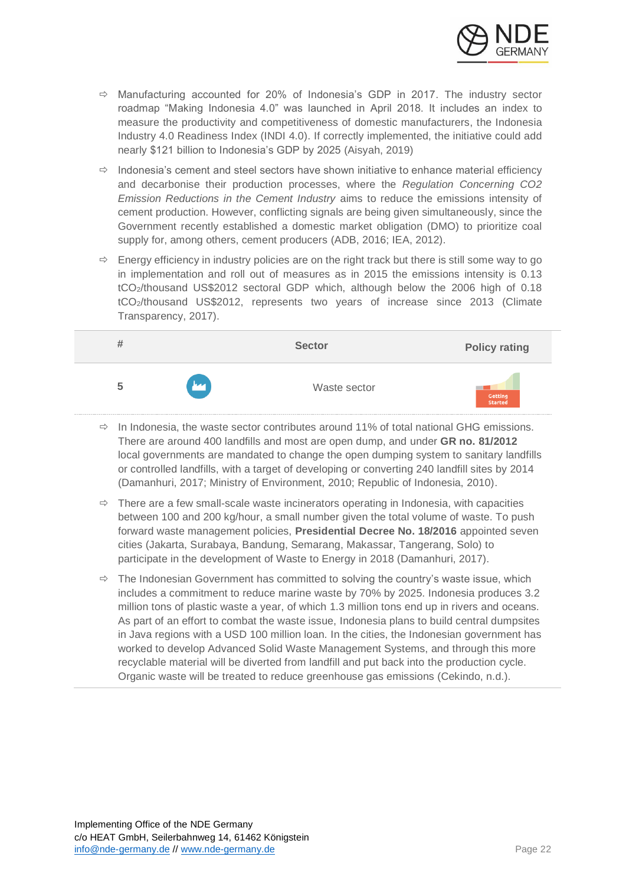- Manufacturing accounted for 20% of Indonesia's GDP in 2017. The industry sector roadmap "Making Indonesia 4.0" was launched in April 2018. It includes an index to measure the productivity and competitiveness of domestic manufacturers, the Indonesia Industry 4.0 Readiness Index (INDI 4.0). If correctly implemented, the initiative could add nearly $121 billion to Indonesia's GDP by 2025 (Aisyah, 2019)
- Indonesia's cement and steel sectors have shown initiative to enhance material efficiency and decarbonise their production processes, where the *Regulation Concerning CO2 Emission Reductions in the Cement Industry* aims to reduce the emissions intensity of cement production. However, conflicting signals are being given simultaneously, since the Government recently established a domestic market obligation (DMO) to prioritize coal supply for, among others, cement producers (ADB, 2016; IEA, 2012).
- Energy efficiency in industry policies are on the right track but there is still some way to go in implementation and roll out of measures as in 2015 the emissions intensity is 0.13 $tCO_2$/thousand US$2012 sectoral GDP which, although below the 2006 high of 0.18 $tCO_2$/thousand US$2012, represents two years of increase since 2013 (Climate Transparency, 2017).

| # | | Sector | Policy rating |
|---|---|---|---|
| 5 | | Waste sector | Getting Started |

- In Indonesia, the waste sector contributes around 11% of total national GHG emissions. There are around 400 landfills and most are open dump, and under **GR no. 81/2012** local governments are mandated to change the open dumping system to sanitary landfills or controlled landfills, with a target of developing or converting 240 landfill sites by 2014 (Damanhuri, 2017; Ministry of Environment, 2010; Republic of Indonesia, 2010).
- There are a few small-scale waste incinerators operating in Indonesia, with capacities between 100 and 200 kg/hour, a small number given the total volume of waste. To push forward waste management policies, **Presidential Decree No. 18/2016** appointed seven cities (Jakarta, Surabaya, Bandung, Semarang, Makassar, Tangerang, Solo) to participate in the development of Waste to Energy in 2018 (Damanhuri, 2017).
- The Indonesian Government has committed to solving the country's waste issue, which includes a commitment to reduce marine waste by 70% by 2025. Indonesia produces 3.2 million tons of plastic waste a year, of which 1.3 million tons end up in rivers and oceans. As part of an effort to combat the waste issue, Indonesia plans to build central dumpsites in Java regions with a USD 100 million loan. In the cities, the Indonesian government has worked to develop Advanced Solid Waste Management Systems, and through this more recyclable material will be diverted from landfill and put back into the production cycle. Organic waste will be treated to reduce greenhouse gas emissions (Cekindo, n.d.).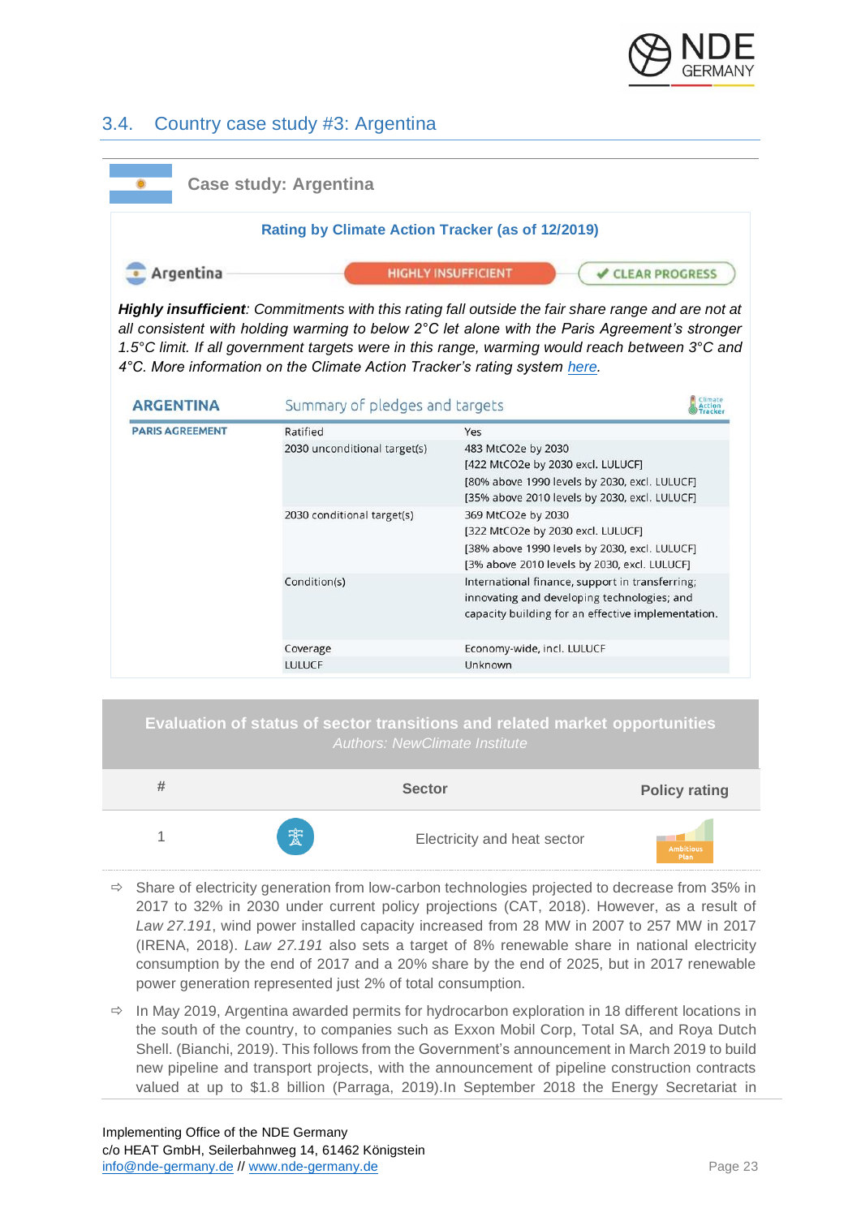## 3.4. Country case study #3: Argentina

### Case study: Argentina

**Rating by Climate Action Tracker (as of 12/2019)**

Argentina — HIGHLY INSUFFICIENT — ✔ CLEAR PROGRESS

***Highly insufficient**: Commitments with this rating fall outside the fair share range and are not at all consistent with holding warming to below 2°C let alone with the Paris Agreement's stronger 1.5°C limit. If all government targets were in this range, warming would reach between 3°C and 4°C. More information on the Climate Action Tracker's rating system [here](#).*

**ARGENTINA** — Summary of pledges and targets

| | | |
|---|---|---|
| **PARIS AGREEMENT** | Ratified | Yes |
| | 2030 unconditional target(s) | 483 MtCO2e by 2030<br>[422 MtCO2e by 2030 excl. LULUCF]<br>[80% above 1990 levels by 2030, excl. LULUCF]<br>[35% above 2010 levels by 2030, excl. LULUCF] |
| | 2030 conditional target(s) | 369 MtCO2e by 2030<br>[322 MtCO2e by 2030 excl. LULUCF]<br>[38% above 1990 levels by 2030, excl. LULUCF]<br>[3% above 2010 levels by 2030, excl. LULUCF] |
| | Condition(s) | International finance, support in transferring; innovating and developing technologies; and capacity building for an effective implementation. |
| | Coverage | Economy-wide, incl. LULUCF |
| | LULUCF | Unknown |

**Evaluation of status of sector transitions and related market opportunities**

*Authors: NewClimate Institute*

| # | Sector | Policy rating |
|---|---|---|
| 1 | Electricity and heat sector | Ambitious Plan |

- Share of electricity generation from low-carbon technologies projected to decrease from 35% in 2017 to 32% in 2030 under current policy projections (CAT, 2018). However, as a result of *Law 27.191*, wind power installed capacity increased from 28 MW in 2007 to 257 MW in 2017 (IRENA, 2018). *Law 27.191* also sets a target of 8% renewable share in national electricity consumption by the end of 2017 and a 20% share by the end of 2025, but in 2017 renewable power generation represented just 2% of total consumption.
- In May 2019, Argentina awarded permits for hydrocarbon exploration in 18 different locations in the south of the country, to companies such as Exxon Mobil Corp, Total SA, and Roya Dutch Shell. (Bianchi, 2019). This follows from the Government's announcement in March 2019 to build new pipeline and transport projects, with the announcement of pipeline construction contracts valued at up to $1.8 billion (Parraga, 2019).In September 2018 the Energy Secretariat in

Implementing Office of the NDE Germany
c/o HEAT GmbH, Seilerbahnweg 14, 61462 Königstein
info@nde-germany.de // www.nde-germany.de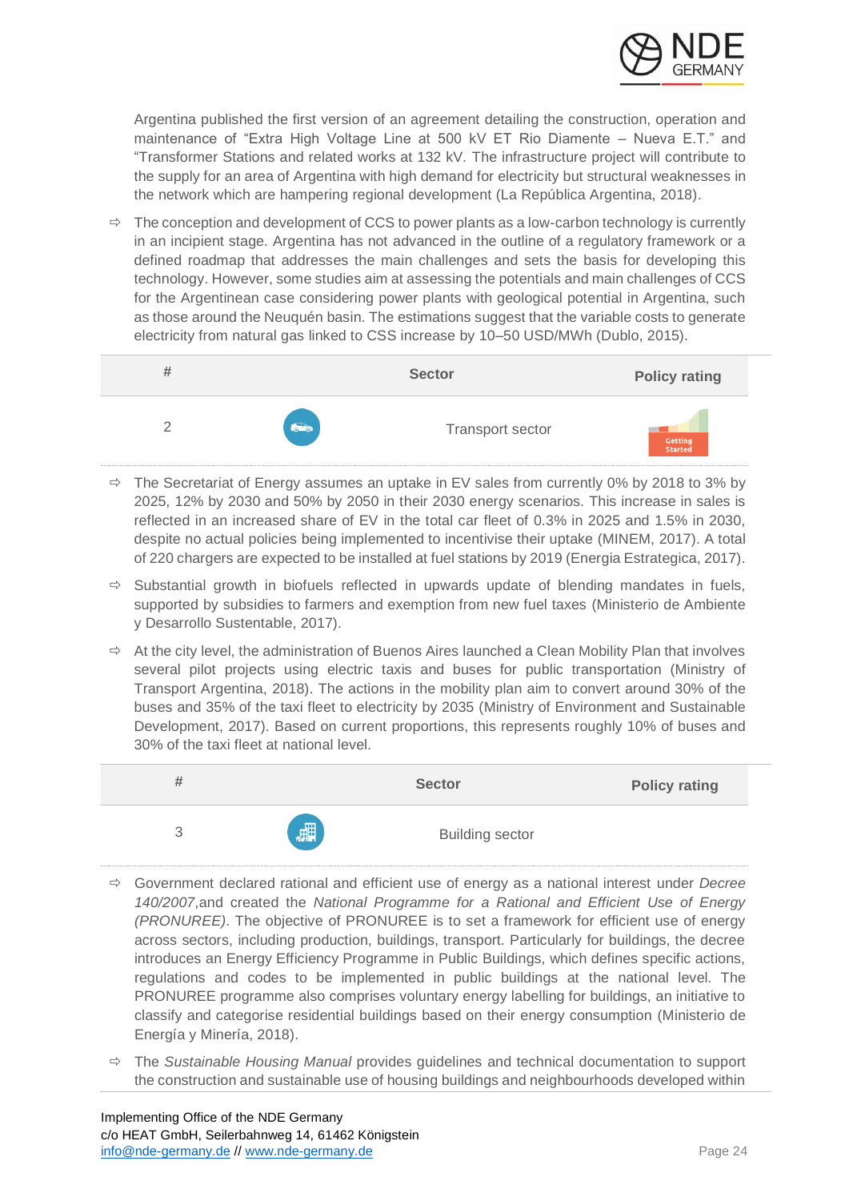Argentina published the first version of an agreement detailing the construction, operation and maintenance of "Extra High Voltage Line at 500 kV ET Rio Diamente – Nueva E.T." and "Transformer Stations and related works at 132 kV. The infrastructure project will contribute to the supply for an area of Argentina with high demand for electricity but structural weaknesses in the network which are hampering regional development (La República Argentina, 2018).

- ⇨ The conception and development of CCS to power plants as a low-carbon technology is currently in an incipient stage. Argentina has not advanced in the outline of a regulatory framework or a defined roadmap that addresses the main challenges and sets the basis for developing this technology. However, some studies aim at assessing the potentials and main challenges of CCS for the Argentinean case considering power plants with geological potential in Argentina, such as those around the Neuquén basin. The estimations suggest that the variable costs to generate electricity from natural gas linked to CSS increase by 10–50 USD/MWh (Dublo, 2015).

| # | | Sector | Policy rating |
|---|---|---|---|
| 2 | | Transport sector | Getting Started |

- ⇨ The Secretariat of Energy assumes an uptake in EV sales from currently 0% by 2018 to 3% by 2025, 12% by 2030 and 50% by 2050 in their 2030 energy scenarios. This increase in sales is reflected in an increased share of EV in the total car fleet of 0.3% in 2025 and 1.5% in 2030, despite no actual policies being implemented to incentivise their uptake (MINEM, 2017). A total of 220 chargers are expected to be installed at fuel stations by 2019 (Energia Estrategica, 2017).
- ⇨ Substantial growth in biofuels reflected in upwards update of blending mandates in fuels, supported by subsidies to farmers and exemption from new fuel taxes (Ministerio de Ambiente y Desarrollo Sustentable, 2017).
- ⇨ At the city level, the administration of Buenos Aires launched a Clean Mobility Plan that involves several pilot projects using electric taxis and buses for public transportation (Ministry of Transport Argentina, 2018). The actions in the mobility plan aim to convert around 30% of the buses and 35% of the taxi fleet to electricity by 2035 (Ministry of Environment and Sustainable Development, 2017). Based on current proportions, this represents roughly 10% of buses and 30% of the taxi fleet at national level.

| # | | Sector | Policy rating |
|---|---|---|---|
| 3 | | Building sector | |

- ⇨ Government declared rational and efficient use of energy as a national interest under *Decree 140/2007*,and created the *National Programme for a Rational and Efficient Use of Energy (PRONUREE)*. The objective of PRONUREE is to set a framework for efficient use of energy across sectors, including production, buildings, transport. Particularly for buildings, the decree introduces an Energy Efficiency Programme in Public Buildings, which defines specific actions, regulations and codes to be implemented in public buildings at the national level. The PRONUREE programme also comprises voluntary energy labelling for buildings, an initiative to classify and categorise residential buildings based on their energy consumption (Ministerio de Energía y Minería, 2018).
- ⇨ The *Sustainable Housing Manual* provides guidelines and technical documentation to support the construction and sustainable use of housing buildings and neighbourhoods developed within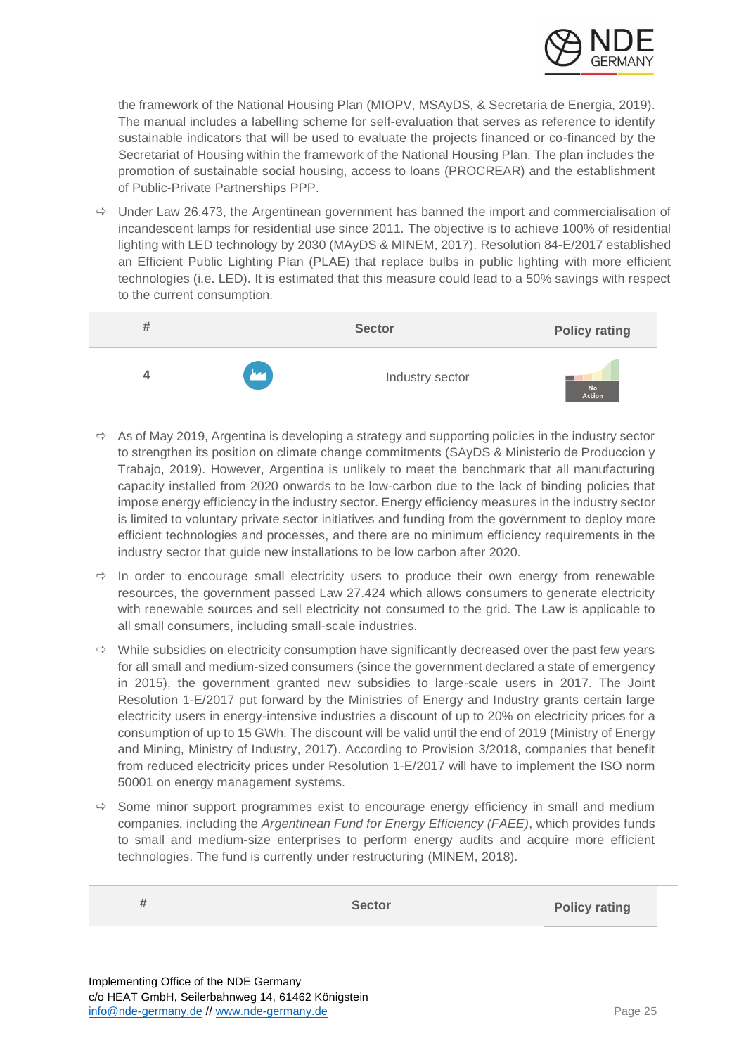the framework of the National Housing Plan (MIOPV, MSAyDS, & Secretaria de Energia, 2019). The manual includes a labelling scheme for self-evaluation that serves as reference to identify sustainable indicators that will be used to evaluate the projects financed or co-financed by the Secretariat of Housing within the framework of the National Housing Plan. The plan includes the promotion of sustainable social housing, access to loans (PROCREAR) and the establishment of Public-Private Partnerships PPP.

- Under Law 26.473, the Argentinean government has banned the import and commercialisation of incandescent lamps for residential use since 2011. The objective is to achieve 100% of residential lighting with LED technology by 2030 (MAyDS & MINEM, 2017). Resolution 84-E/2017 established an Efficient Public Lighting Plan (PLAE) that replace bulbs in public lighting with more efficient technologies (i.e. LED). It is estimated that this measure could lead to a 50% savings with respect to the current consumption.

| # | | Sector | Policy rating |
|---|---|---|---|
| 4 | | Industry sector | No Action |

- As of May 2019, Argentina is developing a strategy and supporting policies in the industry sector to strengthen its position on climate change commitments (SAyDS & Ministerio de Produccion y Trabajo, 2019). However, Argentina is unlikely to meet the benchmark that all manufacturing capacity installed from 2020 onwards to be low-carbon due to the lack of binding policies that impose energy efficiency in the industry sector. Energy efficiency measures in the industry sector is limited to voluntary private sector initiatives and funding from the government to deploy more efficient technologies and processes, and there are no minimum efficiency requirements in the industry sector that guide new installations to be low carbon after 2020.
- In order to encourage small electricity users to produce their own energy from renewable resources, the government passed Law 27.424 which allows consumers to generate electricity with renewable sources and sell electricity not consumed to the grid. The Law is applicable to all small consumers, including small-scale industries.
- While subsidies on electricity consumption have significantly decreased over the past few years for all small and medium-sized consumers (since the government declared a state of emergency in 2015), the government granted new subsidies to large-scale users in 2017. The Joint Resolution 1-E/2017 put forward by the Ministries of Energy and Industry grants certain large electricity users in energy-intensive industries a discount of up to 20% on electricity prices for a consumption of up to 15 GWh. The discount will be valid until the end of 2019 (Ministry of Energy and Mining, Ministry of Industry, 2017). According to Provision 3/2018, companies that benefit from reduced electricity prices under Resolution 1-E/2017 will have to implement the ISO norm 50001 on energy management systems.
- Some minor support programmes exist to encourage energy efficiency in small and medium companies, including the *Argentinean Fund for Energy Efficiency (FAEE)*, which provides funds to small and medium-size enterprises to perform energy audits and acquire more efficient technologies. The fund is currently under restructuring (MINEM, 2018).

| # | Sector | Policy rating |
|---|---|---|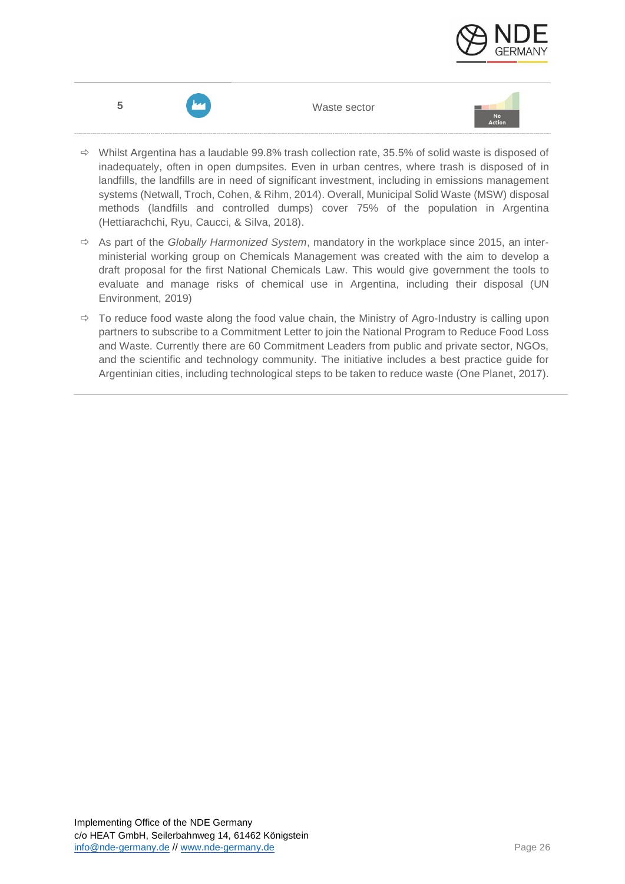| 5 | | Waste sector | No Action |
|---|---|---|---|

- Whilst Argentina has a laudable 99.8% trash collection rate, 35.5% of solid waste is disposed of inadequately, often in open dumpsites. Even in urban centres, where trash is disposed of in landfills, the landfills are in need of significant investment, including in emissions management systems (Netwall, Troch, Cohen, & Rihm, 2014). Overall, Municipal Solid Waste (MSW) disposal methods (landfills and controlled dumps) cover 75% of the population in Argentina (Hettiarachchi, Ryu, Caucci, & Silva, 2018).
- As part of the *Globally Harmonized System*, mandatory in the workplace since 2015, an inter-ministerial working group on Chemicals Management was created with the aim to develop a draft proposal for the first National Chemicals Law. This would give government the tools to evaluate and manage risks of chemical use in Argentina, including their disposal (UN Environment, 2019)
- To reduce food waste along the food value chain, the Ministry of Agro-Industry is calling upon partners to subscribe to a Commitment Letter to join the National Program to Reduce Food Loss and Waste. Currently there are 60 Commitment Leaders from public and private sector, NGOs, and the scientific and technology community. The initiative includes a best practice guide for Argentinian cities, including technological steps to be taken to reduce waste (One Planet, 2017).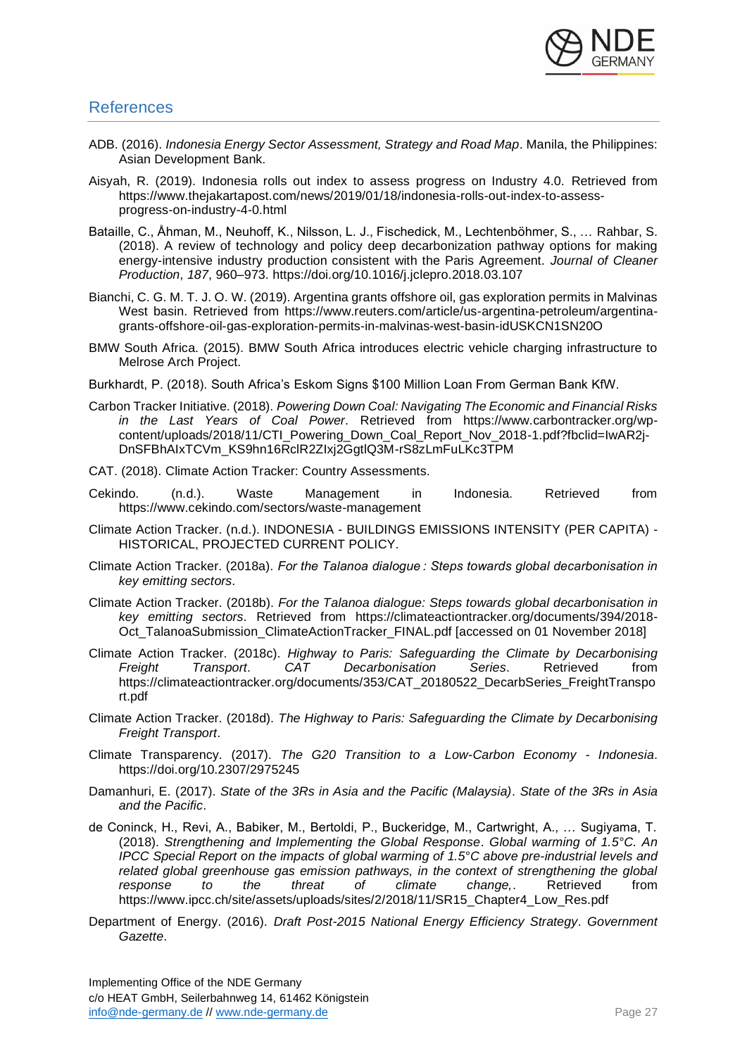## References

ADB. (2016). *Indonesia Energy Sector Assessment, Strategy and Road Map*. Manila, the Philippines: Asian Development Bank.

Aisyah, R. (2019). Indonesia rolls out index to assess progress on Industry 4.0. Retrieved from https://www.thejakartapost.com/news/2019/01/18/indonesia-rolls-out-index-to-assess-progress-on-industry-4-0.html

Bataille, C., Åhman, M., Neuhoff, K., Nilsson, L. J., Fischedick, M., Lechtenböhmer, S., … Rahbar, S. (2018). A review of technology and policy deep decarbonization pathway options for making energy-intensive industry production consistent with the Paris Agreement. *Journal of Cleaner Production*, *187*, 960–973. https://doi.org/10.1016/j.jclepro.2018.03.107

Bianchi, C. G. M. T. J. O. W. (2019). Argentina grants offshore oil, gas exploration permits in Malvinas West basin. Retrieved from https://www.reuters.com/article/us-argentina-petroleum/argentina-grants-offshore-oil-gas-exploration-permits-in-malvinas-west-basin-idUSKCN1SN20O

BMW South Africa. (2015). BMW South Africa introduces electric vehicle charging infrastructure to Melrose Arch Project.

Burkhardt, P. (2018). South Africa's Eskom Signs $100 Million Loan From German Bank KfW.

Carbon Tracker Initiative. (2018). *Powering Down Coal: Navigating The Economic and Financial Risks in the Last Years of Coal Power*. Retrieved from https://www.carbontracker.org/wp-content/uploads/2018/11/CTI_Powering_Down_Coal_Report_Nov_2018-1.pdf?fbclid=IwAR2j-DnSFBhAIxTCVm_KS9hn16RclR2ZIxj2GgtlQ3M-rS8zLmFuLKc3TPM

CAT. (2018). Climate Action Tracker: Country Assessments.

Cekindo. (n.d.). Waste Management in Indonesia. Retrieved from https://www.cekindo.com/sectors/waste-management

Climate Action Tracker. (n.d.). INDONESIA - BUILDINGS EMISSIONS INTENSITY (PER CAPITA) - HISTORICAL, PROJECTED CURRENT POLICY.

Climate Action Tracker. (2018a). *For the Talanoa dialogue : Steps towards global decarbonisation in key emitting sectors*.

Climate Action Tracker. (2018b). *For the Talanoa dialogue: Steps towards global decarbonisation in key emitting sectors*. Retrieved from https://climateactiontracker.org/documents/394/2018-Oct_TalanoaSubmission_ClimateActionTracker_FINAL.pdf [accessed on 01 November 2018]

Climate Action Tracker. (2018c). *Highway to Paris: Safeguarding the Climate by Decarbonising Freight Transport*. *CAT Decarbonisation Series*. Retrieved from https://climateactiontracker.org/documents/353/CAT_20180522_DecarbSeries_FreightTransport.pdf

Climate Action Tracker. (2018d). *The Highway to Paris: Safeguarding the Climate by Decarbonising Freight Transport*.

Climate Transparency. (2017). *The G20 Transition to a Low-Carbon Economy - Indonesia*. https://doi.org/10.2307/2975245

Damanhuri, E. (2017). *State of the 3Rs in Asia and the Pacific (Malaysia)*. *State of the 3Rs in Asia and the Pacific*.

de Coninck, H., Revi, A., Babiker, M., Bertoldi, P., Buckeridge, M., Cartwright, A., … Sugiyama, T. (2018). *Strengthening and Implementing the Global Response*. *Global warming of 1.5°C. An IPCC Special Report on the impacts of global warming of 1.5°C above pre-industrial levels and related global greenhouse gas emission pathways, in the context of strengthening the global response to the threat of climate change,*. Retrieved from https://www.ipcc.ch/site/assets/uploads/sites/2/2018/11/SR15_Chapter4_Low_Res.pdf

Department of Energy. (2016). *Draft Post-2015 National Energy Efficiency Strategy*. *Government Gazette*.

Implementing Office of the NDE Germany
c/o HEAT GmbH, Seilerbahnweg 14, 61462 Königstein
info@nde-germany.de // www.nde-germany.de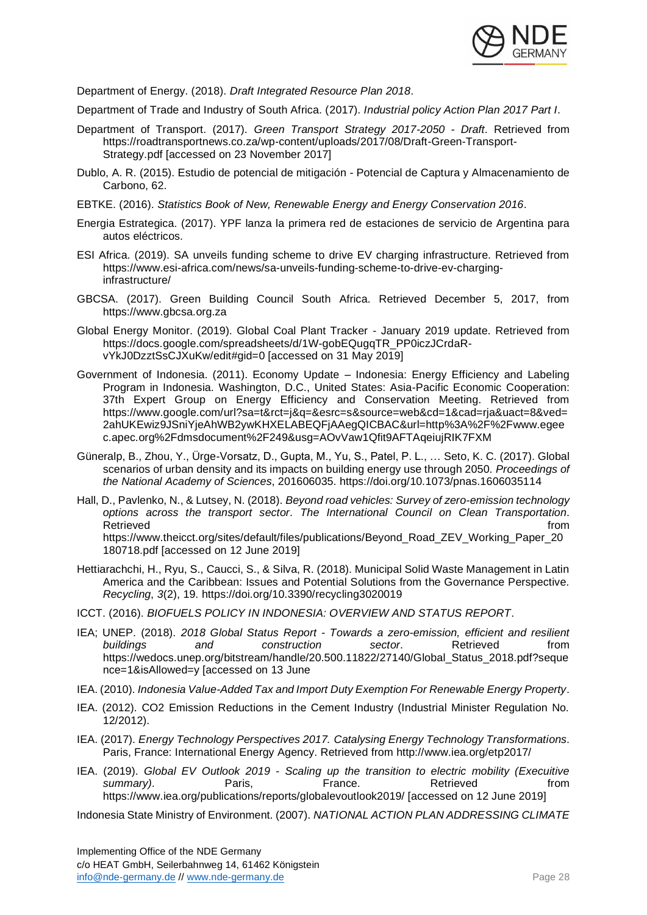Department of Energy. (2018). *Draft Integrated Resource Plan 2018*.

Department of Trade and Industry of South Africa. (2017). *Industrial policy Action Plan 2017 Part I*.

Department of Transport. (2017). *Green Transport Strategy 2017-2050 - Draft*. Retrieved from https://roadtransportnews.co.za/wp-content/uploads/2017/08/Draft-Green-Transport-Strategy.pdf [accessed on 23 November 2017]

Dublo, A. R. (2015). Estudio de potencial de mitigación - Potencial de Captura y Almacenamiento de Carbono, 62.

EBTKE. (2016). *Statistics Book of New, Renewable Energy and Energy Conservation 2016*.

Energia Estrategica. (2017). YPF lanza la primera red de estaciones de servicio de Argentina para autos eléctricos.

ESI Africa. (2019). SA unveils funding scheme to drive EV charging infrastructure. Retrieved from https://www.esi-africa.com/news/sa-unveils-funding-scheme-to-drive-ev-charging-infrastructure/

GBCSA. (2017). Green Building Council South Africa. Retrieved December 5, 2017, from https://www.gbcsa.org.za

Global Energy Monitor. (2019). Global Coal Plant Tracker - January 2019 update. Retrieved from https://docs.google.com/spreadsheets/d/1W-gobEQugqTR_PP0iczJCrdaR-vYkJ0DzztSsCJXuKw/edit#gid=0 [accessed on 31 May 2019]

Government of Indonesia. (2011). Economy Update – Indonesia: Energy Efficiency and Labeling Program in Indonesia. Washington, D.C., United States: Asia-Pacific Economic Cooperation: 37th Expert Group on Energy Efficiency and Conservation Meeting. Retrieved from https://www.google.com/url?sa=t&rct=j&q=&esrc=s&source=web&cd=1&cad=rja&uact=8&ved=2ahUKEwiz9JSniYjeAhWB2ywKHXELABEQFjAAegQICBAC&url=http%3A%2F%2Fwww.egeec.apec.org%2Fdmsdocument%2F249&usg=AOvVaw1Qfit9AFTAqeiujRIK7FXM

Güneralp, B., Zhou, Y., Ürge-Vorsatz, D., Gupta, M., Yu, S., Patel, P. L., … Seto, K. C. (2017). Global scenarios of urban density and its impacts on building energy use through 2050. *Proceedings of the National Academy of Sciences*, 201606035. https://doi.org/10.1073/pnas.1606035114

Hall, D., Pavlenko, N., & Lutsey, N. (2018). *Beyond road vehicles: Survey of zero-emission technology options across the transport sector*. *The International Council on Clean Transportation*. Retrieved from https://www.theicct.org/sites/default/files/publications/Beyond_Road_ZEV_Working_Paper_20180718.pdf [accessed on 12 June 2019]

Hettiarachchi, H., Ryu, S., Caucci, S., & Silva, R. (2018). Municipal Solid Waste Management in Latin America and the Caribbean: Issues and Potential Solutions from the Governance Perspective. *Recycling*, *3*(2), 19. https://doi.org/10.3390/recycling3020019

ICCT. (2016). *BIOFUELS POLICY IN INDONESIA: OVERVIEW AND STATUS REPORT*.

IEA; UNEP. (2018). *2018 Global Status Report - Towards a zero-emission, efficient and resilient buildings and construction sector*. Retrieved from https://wedocs.unep.org/bitstream/handle/20.500.11822/27140/Global_Status_2018.pdf?sequence=1&isAllowed=y [accessed on 13 June

IEA. (2010). *Indonesia Value-Added Tax and Import Duty Exemption For Renewable Energy Property*.

IEA. (2012). CO2 Emission Reductions in the Cement Industry (Industrial Minister Regulation No. 12/2012).

IEA. (2017). *Energy Technology Perspectives 2017. Catalysing Energy Technology Transformations*. Paris, France: International Energy Agency. Retrieved from http://www.iea.org/etp2017/

IEA. (2019). *Global EV Outlook 2019 - Scaling up the transition to electric mobility (Execuitive summary)*. Paris, France. Retrieved from https://www.iea.org/publications/reports/globalevoutlook2019/ [accessed on 12 June 2019]

Indonesia State Ministry of Environment. (2007). *NATIONAL ACTION PLAN ADDRESSING CLIMATE*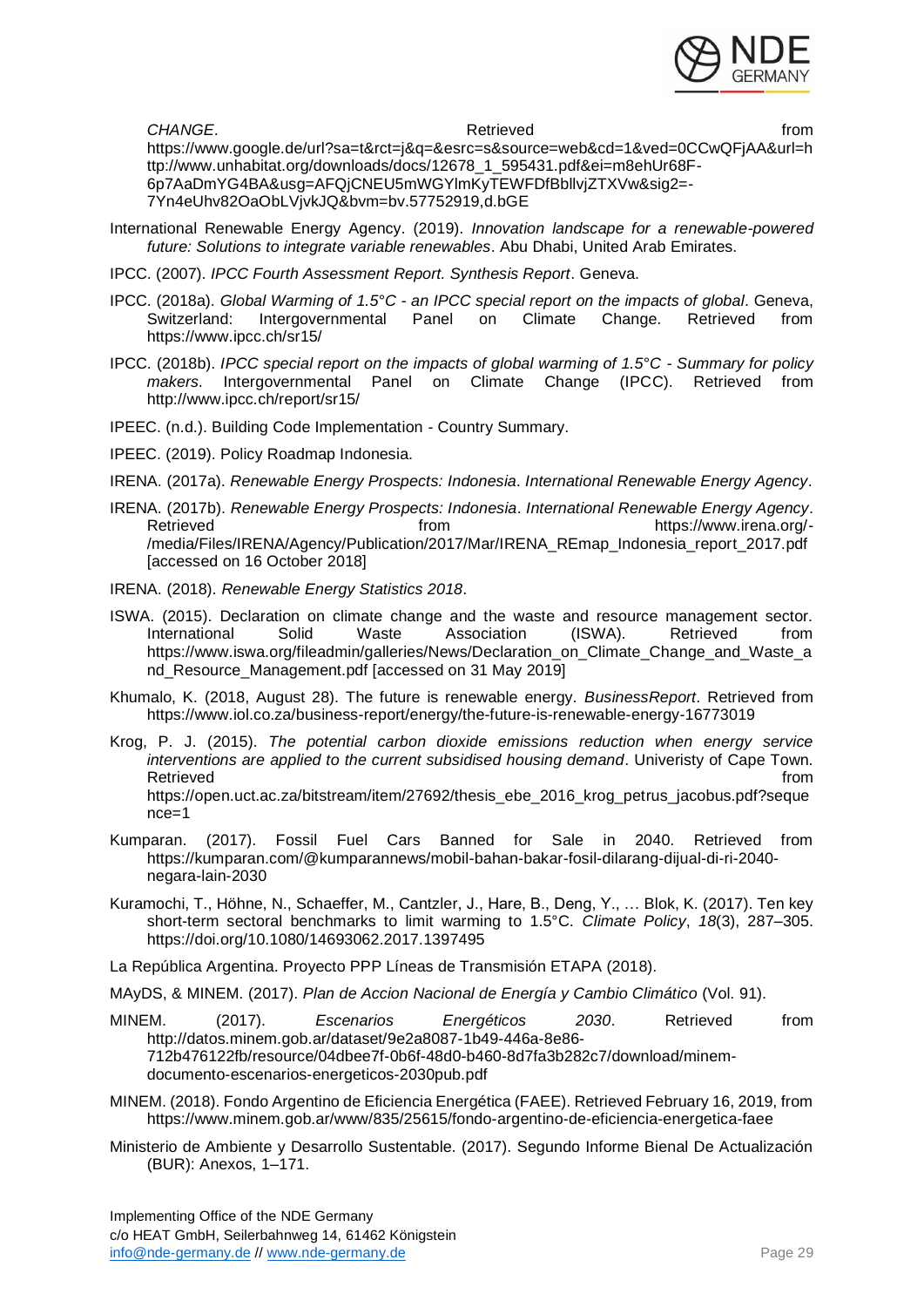*CHANGE*. Retrieved from https://www.google.de/url?sa=t&rct=j&q=&esrc=s&source=web&cd=1&ved=0CCwQFjAA&url=http://www.unhabitat.org/downloads/docs/12678_1_595431.pdf&ei=m8ehUr68F-6p7AaDmYG4BA&usg=AFQjCNEU5mWGYlmKyTEWFDfBbllvjZTXVw&sig2=-7Yn4eUhv82OaObLVjvkJQ&bvm=bv.57752919,d.bGE

International Renewable Energy Agency. (2019). *Innovation landscape for a renewable-powered future: Solutions to integrate variable renewables*. Abu Dhabi, United Arab Emirates.

IPCC. (2007). *IPCC Fourth Assessment Report. Synthesis Report*. Geneva.

IPCC. (2018a). *Global Warming of 1.5°C - an IPCC special report on the impacts of global*. Geneva, Switzerland: Intergovernmental Panel on Climate Change. Retrieved from https://www.ipcc.ch/sr15/

IPCC. (2018b). *IPCC special report on the impacts of global warming of 1.5°C - Summary for policy makers*. Intergovernmental Panel on Climate Change (IPCC). Retrieved from http://www.ipcc.ch/report/sr15/

IPEEC. (n.d.). Building Code Implementation - Country Summary.

IPEEC. (2019). Policy Roadmap Indonesia.

IRENA. (2017a). *Renewable Energy Prospects: Indonesia*. *International Renewable Energy Agency*.

IRENA. (2017b). *Renewable Energy Prospects: Indonesia*. *International Renewable Energy Agency*. Retrieved from https://www.irena.org/-/media/Files/IRENA/Agency/Publication/2017/Mar/IRENA_REmap_Indonesia_report_2017.pdf [accessed on 16 October 2018]

IRENA. (2018). *Renewable Energy Statistics 2018*.

ISWA. (2015). Declaration on climate change and the waste and resource management sector. International Solid Waste Association (ISWA). Retrieved from https://www.iswa.org/fileadmin/galleries/News/Declaration_on_Climate_Change_and_Waste_and_Resource_Management.pdf [accessed on 31 May 2019]

Khumalo, K. (2018, August 28). The future is renewable energy. *BusinessReport*. Retrieved from https://www.iol.co.za/business-report/energy/the-future-is-renewable-energy-16773019

Krog, P. J. (2015). *The potential carbon dioxide emissions reduction when energy service interventions are applied to the current subsidised housing demand*. Univeristy of Cape Town. Retrieved from https://open.uct.ac.za/bitstream/item/27692/thesis_ebe_2016_krog_petrus_jacobus.pdf?sequence=1

Kumparan. (2017). Fossil Fuel Cars Banned for Sale in 2040. Retrieved from https://kumparan.com/@kumparannews/mobil-bahan-bakar-fosil-dilarang-dijual-di-ri-2040-negara-lain-2030

Kuramochi, T., Höhne, N., Schaeffer, M., Cantzler, J., Hare, B., Deng, Y., … Blok, K. (2017). Ten key short-term sectoral benchmarks to limit warming to 1.5°C. *Climate Policy*, *18*(3), 287–305. https://doi.org/10.1080/14693062.2017.1397495

La República Argentina. Proyecto PPP Líneas de Transmisión ETAPA (2018).

MAyDS, & MINEM. (2017). *Plan de Accion Nacional de Energía y Cambio Climático* (Vol. 91).

MINEM. (2017). *Escenarios Energéticos 2030*. Retrieved from http://datos.minem.gob.ar/dataset/9e2a8087-1b49-446a-8e86-712b476122fb/resource/04dbee7f-0b6f-48d0-b460-8d7fa3b282c7/download/minem-documento-escenarios-energeticos-2030pub.pdf

MINEM. (2018). Fondo Argentino de Eficiencia Energética (FAEE). Retrieved February 16, 2019, from https://www.minem.gob.ar/www/835/25615/fondo-argentino-de-eficiencia-energetica-faee

Ministerio de Ambiente y Desarrollo Sustentable. (2017). Segundo Informe Bienal De Actualización (BUR): Anexos, 1–171.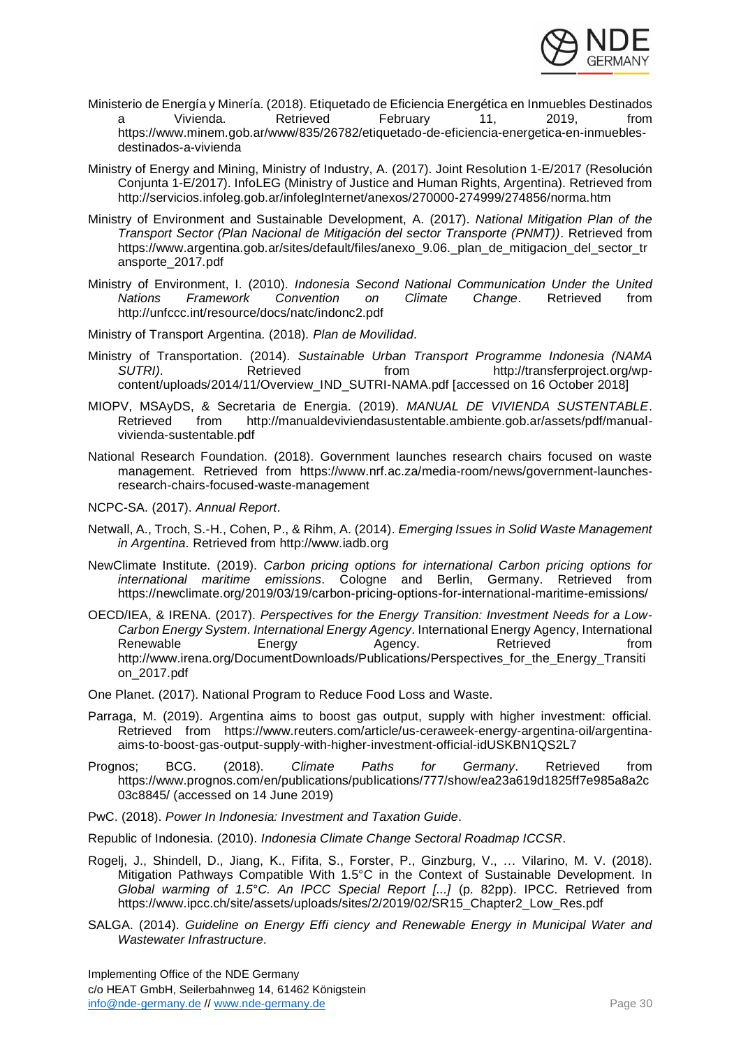Ministerio de Energía y Minería. (2018). Etiquetado de Eficiencia Energética en Inmuebles Destinados a Vivienda. Retrieved February 11, 2019, from https://www.minem.gob.ar/www/835/26782/etiquetado-de-eficiencia-energetica-en-inmuebles-destinados-a-vivienda

Ministry of Energy and Mining, Ministry of Industry, A. (2017). Joint Resolution 1-E/2017 (Resolución Conjunta 1-E/2017). InfoLEG (Ministry of Justice and Human Rights, Argentina). Retrieved from http://servicios.infoleg.gob.ar/infolegInternet/anexos/270000-274999/274856/norma.htm

Ministry of Environment and Sustainable Development, A. (2017). *National Mitigation Plan of the Transport Sector (Plan Nacional de Mitigación del sector Transporte (PNMT))*. Retrieved from https://www.argentina.gob.ar/sites/default/files/anexo_9.06._plan_de_mitigacion_del_sector_transporte_2017.pdf

Ministry of Environment, I. (2010). *Indonesia Second National Communication Under the United Nations Framework Convention on Climate Change*. Retrieved from http://unfccc.int/resource/docs/natc/indonc2.pdf

Ministry of Transport Argentina. (2018). *Plan de Movilidad*.

Ministry of Transportation. (2014). *Sustainable Urban Transport Programme Indonesia (NAMA SUTRI)*. Retrieved from http://transferproject.org/wp-content/uploads/2014/11/Overview_IND_SUTRI-NAMA.pdf [accessed on 16 October 2018]

MIOPV, MSAyDS, & Secretaria de Energia. (2019). *MANUAL DE VIVIENDA SUSTENTABLE*. Retrieved from http://manualdeviviendasustentable.ambiente.gob.ar/assets/pdf/manual-vivienda-sustentable.pdf

National Research Foundation. (2018). Government launches research chairs focused on waste management. Retrieved from https://www.nrf.ac.za/media-room/news/government-launches-research-chairs-focused-waste-management

NCPC-SA. (2017). *Annual Report*.

Netwall, A., Troch, S.-H., Cohen, P., & Rihm, A. (2014). *Emerging Issues in Solid Waste Management in Argentina*. Retrieved from http://www.iadb.org

NewClimate Institute. (2019). *Carbon pricing options for international Carbon pricing options for international maritime emissions*. Cologne and Berlin, Germany. Retrieved from https://newclimate.org/2019/03/19/carbon-pricing-options-for-international-maritime-emissions/

OECD/IEA, & IRENA. (2017). *Perspectives for the Energy Transition: Investment Needs for a Low-Carbon Energy System*. *International Energy Agency*. International Energy Agency, International Renewable Energy Agency. Retrieved from http://www.irena.org/DocumentDownloads/Publications/Perspectives_for_the_Energy_Transition_2017.pdf

One Planet. (2017). National Program to Reduce Food Loss and Waste.

Parraga, M. (2019). Argentina aims to boost gas output, supply with higher investment: official. Retrieved from https://www.reuters.com/article/us-ceraweek-energy-argentina-oil/argentina-aims-to-boost-gas-output-supply-with-higher-investment-official-idUSKBN1QS2L7

Prognos; BCG. (2018). *Climate Paths for Germany*. Retrieved from https://www.prognos.com/en/publications/publications/777/show/ea23a619d1825ff7e985a8a2c03c8845/ (accessed on 14 June 2019)

PwC. (2018). *Power In Indonesia: Investment and Taxation Guide*.

Republic of Indonesia. (2010). *Indonesia Climate Change Sectoral Roadmap ICCSR*.

Rogelj, J., Shindell, D., Jiang, K., Fifita, S., Forster, P., Ginzburg, V., … Vilarino, M. V. (2018). Mitigation Pathways Compatible With 1.5°C in the Context of Sustainable Development. In *Global warming of 1.5°C. An IPCC Special Report [...]* (p. 82pp). IPCC. Retrieved from https://www.ipcc.ch/site/assets/uploads/sites/2/2019/02/SR15_Chapter2_Low_Res.pdf

SALGA. (2014). *Guideline on Energy Effi ciency and Renewable Energy in Municipal Water and Wastewater Infrastructure*.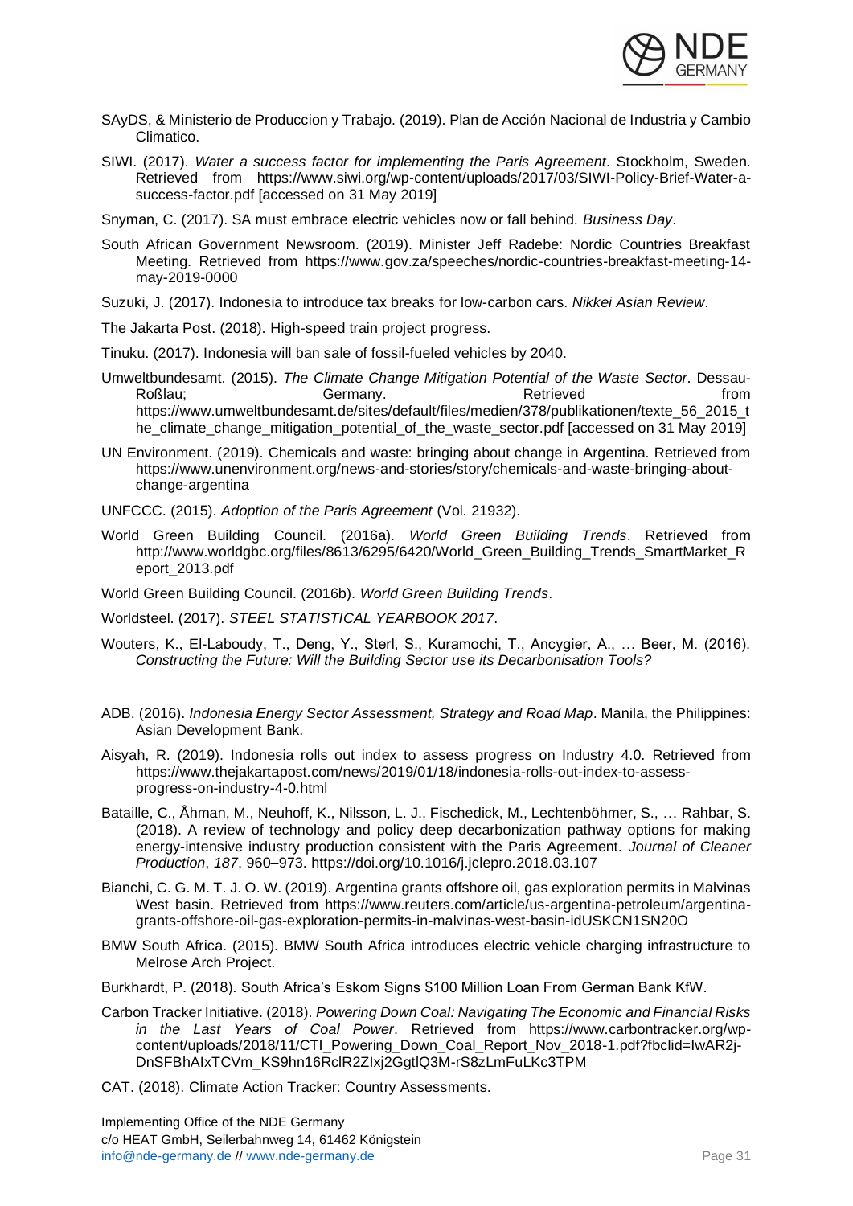SAyDS, & Ministerio de Produccion y Trabajo. (2019). Plan de Acción Nacional de Industria y Cambio Climatico.

SIWI. (2017). *Water a success factor for implementing the Paris Agreement*. Stockholm, Sweden. Retrieved from https://www.siwi.org/wp-content/uploads/2017/03/SIWI-Policy-Brief-Water-a-success-factor.pdf [accessed on 31 May 2019]

Snyman, C. (2017). SA must embrace electric vehicles now or fall behind. *Business Day*.

South African Government Newsroom. (2019). Minister Jeff Radebe: Nordic Countries Breakfast Meeting. Retrieved from https://www.gov.za/speeches/nordic-countries-breakfast-meeting-14-may-2019-0000

Suzuki, J. (2017). Indonesia to introduce tax breaks for low-carbon cars. *Nikkei Asian Review*.

The Jakarta Post. (2018). High-speed train project progress.

Tinuku. (2017). Indonesia will ban sale of fossil-fueled vehicles by 2040.

Umweltbundesamt. (2015). *The Climate Change Mitigation Potential of the Waste Sector*. Dessau-Roßlau; Germany. Retrieved from https://www.umweltbundesamt.de/sites/default/files/medien/378/publikationen/texte_56_2015_the_climate_change_mitigation_potential_of_the_waste_sector.pdf [accessed on 31 May 2019]

UN Environment. (2019). Chemicals and waste: bringing about change in Argentina. Retrieved from https://www.unenvironment.org/news-and-stories/story/chemicals-and-waste-bringing-about-change-argentina

UNFCCC. (2015). *Adoption of the Paris Agreement* (Vol. 21932).

World Green Building Council. (2016a). *World Green Building Trends*. Retrieved from http://www.worldgbc.org/files/8613/6295/6420/World_Green_Building_Trends_SmartMarket_Report_2013.pdf

World Green Building Council. (2016b). *World Green Building Trends*.

Worldsteel. (2017). *STEEL STATISTICAL YEARBOOK 2017*.

Wouters, K., El-Laboudy, T., Deng, Y., Sterl, S., Kuramochi, T., Ancygier, A., … Beer, M. (2016). *Constructing the Future: Will the Building Sector use its Decarbonisation Tools?*

ADB. (2016). *Indonesia Energy Sector Assessment, Strategy and Road Map*. Manila, the Philippines: Asian Development Bank.

Aisyah, R. (2019). Indonesia rolls out index to assess progress on Industry 4.0. Retrieved from https://www.thejakartapost.com/news/2019/01/18/indonesia-rolls-out-index-to-assess-progress-on-industry-4-0.html

Bataille, C., Åhman, M., Neuhoff, K., Nilsson, L. J., Fischedick, M., Lechtenböhmer, S., … Rahbar, S. (2018). A review of technology and policy deep decarbonization pathway options for making energy-intensive industry production consistent with the Paris Agreement. *Journal of Cleaner Production*, *187*, 960–973. https://doi.org/10.1016/j.jclepro.2018.03.107

Bianchi, C. G. M. T. J. O. W. (2019). Argentina grants offshore oil, gas exploration permits in Malvinas West basin. Retrieved from https://www.reuters.com/article/us-argentina-petroleum/argentina-grants-offshore-oil-gas-exploration-permits-in-malvinas-west-basin-idUSKCN1SN20O

BMW South Africa. (2015). BMW South Africa introduces electric vehicle charging infrastructure to Melrose Arch Project.

Burkhardt, P. (2018). South Africa's Eskom Signs $100 Million Loan From German Bank KfW.

Carbon Tracker Initiative. (2018). *Powering Down Coal: Navigating The Economic and Financial Risks in the Last Years of Coal Power*. Retrieved from https://www.carbontracker.org/wp-content/uploads/2018/11/CTI_Powering_Down_Coal_Report_Nov_2018-1.pdf?fbclid=IwAR2j-DnSFBhAIxTCVm_KS9hn16RclR2ZIxj2GgtlQ3M-rS8zLmFuLKc3TPM

CAT. (2018). Climate Action Tracker: Country Assessments.

Implementing Office of the NDE Germany
c/o HEAT GmbH, Seilerbahnweg 14, 61462 Königstein
info@nde-germany.de // www.nde-germany.de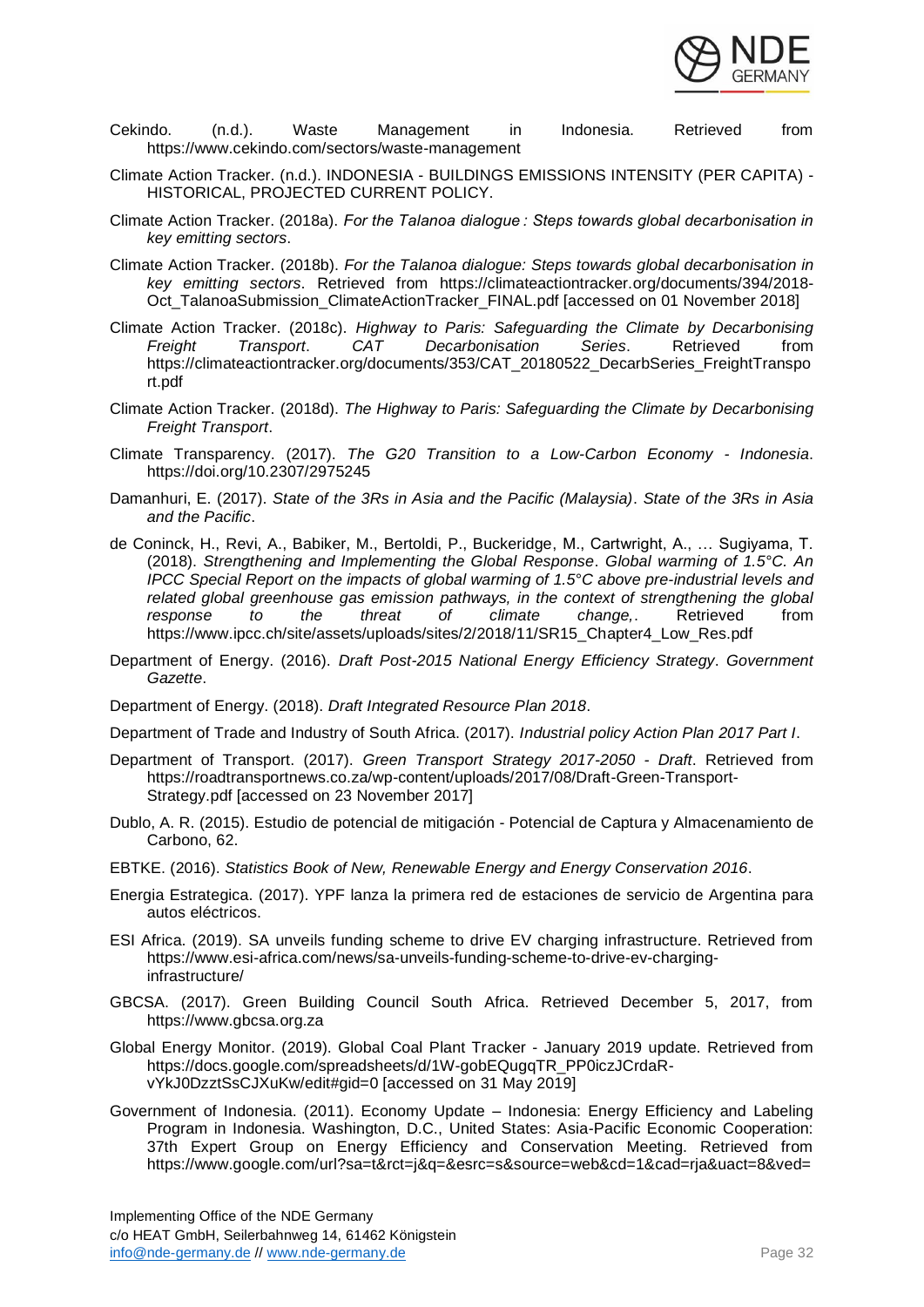Cekindo. (n.d.). Waste Management in Indonesia. Retrieved from https://www.cekindo.com/sectors/waste-management

Climate Action Tracker. (n.d.). INDONESIA - BUILDINGS EMISSIONS INTENSITY (PER CAPITA) - HISTORICAL, PROJECTED CURRENT POLICY.

Climate Action Tracker. (2018a). *For the Talanoa dialogue : Steps towards global decarbonisation in key emitting sectors*.

Climate Action Tracker. (2018b). *For the Talanoa dialogue: Steps towards global decarbonisation in key emitting sectors*. Retrieved from https://climateactiontracker.org/documents/394/2018-Oct_TalanoaSubmission_ClimateActionTracker_FINAL.pdf [accessed on 01 November 2018]

Climate Action Tracker. (2018c). *Highway to Paris: Safeguarding the Climate by Decarbonising Freight Transport*. *CAT Decarbonisation Series*. Retrieved from https://climateactiontracker.org/documents/353/CAT_20180522_DecarbSeries_FreightTransport.pdf

Climate Action Tracker. (2018d). *The Highway to Paris: Safeguarding the Climate by Decarbonising Freight Transport*.

Climate Transparency. (2017). *The G20 Transition to a Low-Carbon Economy - Indonesia*. https://doi.org/10.2307/2975245

Damanhuri, E. (2017). *State of the 3Rs in Asia and the Pacific (Malaysia)*. *State of the 3Rs in Asia and the Pacific*.

de Coninck, H., Revi, A., Babiker, M., Bertoldi, P., Buckeridge, M., Cartwright, A., … Sugiyama, T. (2018). *Strengthening and Implementing the Global Response*. *Global warming of 1.5°C. An IPCC Special Report on the impacts of global warming of 1.5°C above pre-industrial levels and related global greenhouse gas emission pathways, in the context of strengthening the global response to the threat of climate change,*. Retrieved from https://www.ipcc.ch/site/assets/uploads/sites/2/2018/11/SR15_Chapter4_Low_Res.pdf

Department of Energy. (2016). *Draft Post-2015 National Energy Efficiency Strategy*. *Government Gazette*.

Department of Energy. (2018). *Draft Integrated Resource Plan 2018*.

Department of Trade and Industry of South Africa. (2017). *Industrial policy Action Plan 2017 Part I*.

Department of Transport. (2017). *Green Transport Strategy 2017-2050 - Draft*. Retrieved from https://roadtransportnews.co.za/wp-content/uploads/2017/08/Draft-Green-Transport-Strategy.pdf [accessed on 23 November 2017]

Dublo, A. R. (2015). Estudio de potencial de mitigación - Potencial de Captura y Almacenamiento de Carbono, 62.

EBTKE. (2016). *Statistics Book of New, Renewable Energy and Energy Conservation 2016*.

Energia Estrategica. (2017). YPF lanza la primera red de estaciones de servicio de Argentina para autos eléctricos.

ESI Africa. (2019). SA unveils funding scheme to drive EV charging infrastructure. Retrieved from https://www.esi-africa.com/news/sa-unveils-funding-scheme-to-drive-ev-charging-infrastructure/

GBCSA. (2017). Green Building Council South Africa. Retrieved December 5, 2017, from https://www.gbcsa.org.za

Global Energy Monitor. (2019). Global Coal Plant Tracker - January 2019 update. Retrieved from https://docs.google.com/spreadsheets/d/1W-gobEQugqTR_PP0iczJCrdaR-vYkJ0DzztSsCJXuKw/edit#gid=0 [accessed on 31 May 2019]

Government of Indonesia. (2011). Economy Update – Indonesia: Energy Efficiency and Labeling Program in Indonesia. Washington, D.C., United States: Asia-Pacific Economic Cooperation: 37th Expert Group on Energy Efficiency and Conservation Meeting. Retrieved from https://www.google.com/url?sa=t&rct=j&q=&esrc=s&source=web&cd=1&cad=rja&uact=8&ved=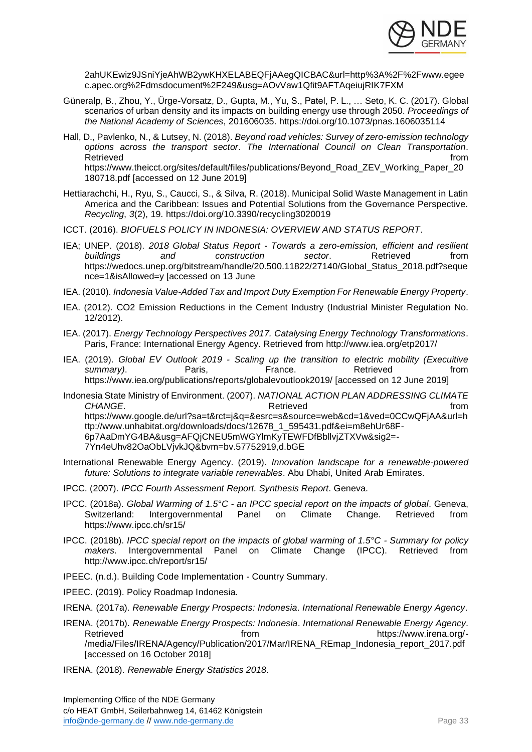2ahUKEwiz9JSniYjeAhWB2ywKHXELABEQFjAAegQICBAC&url=http%3A%2F%2Fwww.egeec.apec.org%2Fdmsdocument%2F249&usg=AOvVaw1Qfit9AFTAqeiujRIK7FXM

Güneralp, B., Zhou, Y., Ürge-Vorsatz, D., Gupta, M., Yu, S., Patel, P. L., … Seto, K. C. (2017). Global scenarios of urban density and its impacts on building energy use through 2050. *Proceedings of the National Academy of Sciences*, 201606035. https://doi.org/10.1073/pnas.1606035114

Hall, D., Pavlenko, N., & Lutsey, N. (2018). *Beyond road vehicles: Survey of zero-emission technology options across the transport sector*. *The International Council on Clean Transportation*. Retrieved from https://www.theicct.org/sites/default/files/publications/Beyond_Road_ZEV_Working_Paper_20180718.pdf [accessed on 12 June 2019]

Hettiarachchi, H., Ryu, S., Caucci, S., & Silva, R. (2018). Municipal Solid Waste Management in Latin America and the Caribbean: Issues and Potential Solutions from the Governance Perspective. *Recycling*, *3*(2), 19. https://doi.org/10.3390/recycling3020019

ICCT. (2016). *BIOFUELS POLICY IN INDONESIA: OVERVIEW AND STATUS REPORT*.

IEA; UNEP. (2018). *2018 Global Status Report - Towards a zero-emission, efficient and resilient buildings and construction sector*. Retrieved from https://wedocs.unep.org/bitstream/handle/20.500.11822/27140/Global_Status_2018.pdf?sequence=1&isAllowed=y [accessed on 13 June

IEA. (2010). *Indonesia Value-Added Tax and Import Duty Exemption For Renewable Energy Property*.

IEA. (2012). CO2 Emission Reductions in the Cement Industry (Industrial Minister Regulation No. 12/2012).

IEA. (2017). *Energy Technology Perspectives 2017. Catalysing Energy Technology Transformations*. Paris, France: International Energy Agency. Retrieved from http://www.iea.org/etp2017/

IEA. (2019). *Global EV Outlook 2019 - Scaling up the transition to electric mobility (Executive summary)*. Paris, France. Retrieved from https://www.iea.org/publications/reports/globalevoutlook2019/ [accessed on 12 June 2019]

Indonesia State Ministry of Environment. (2007). *NATIONAL ACTION PLAN ADDRESSING CLIMATE CHANGE*. Retrieved from https://www.google.de/url?sa=t&rct=j&q=&esrc=s&source=web&cd=1&ved=0CCwQFjAA&url=http://www.unhabitat.org/downloads/docs/12678_1_595431.pdf&ei=m8ehUr68F-6p7AaDmYG4BA&usg=AFQjCNEU5mWGYlmKyTEWFDfBbllvjZTXVw&sig2=-7Yn4eUhv82OaObLVjvkJQ&bvm=bv.57752919,d.bGE

International Renewable Energy Agency. (2019). *Innovation landscape for a renewable-powered future: Solutions to integrate variable renewables*. Abu Dhabi, United Arab Emirates.

IPCC. (2007). *IPCC Fourth Assessment Report. Synthesis Report*. Geneva.

IPCC. (2018a). *Global Warming of 1.5°C - an IPCC special report on the impacts of global*. Geneva, Switzerland: Intergovernmental Panel on Climate Change. Retrieved from https://www.ipcc.ch/sr15/

IPCC. (2018b). *IPCC special report on the impacts of global warming of 1.5°C - Summary for policy makers*. Intergovernmental Panel on Climate Change (IPCC). Retrieved from http://www.ipcc.ch/report/sr15/

IPEEC. (n.d.). Building Code Implementation - Country Summary.

IPEEC. (2019). Policy Roadmap Indonesia.

IRENA. (2017a). *Renewable Energy Prospects: Indonesia*. *International Renewable Energy Agency*.

IRENA. (2017b). *Renewable Energy Prospects: Indonesia*. *International Renewable Energy Agency*. Retrieved from https://www.irena.org/-/media/Files/IRENA/Agency/Publication/2017/Mar/IRENA_REmap_Indonesia_report_2017.pdf [accessed on 16 October 2018]

IRENA. (2018). *Renewable Energy Statistics 2018*.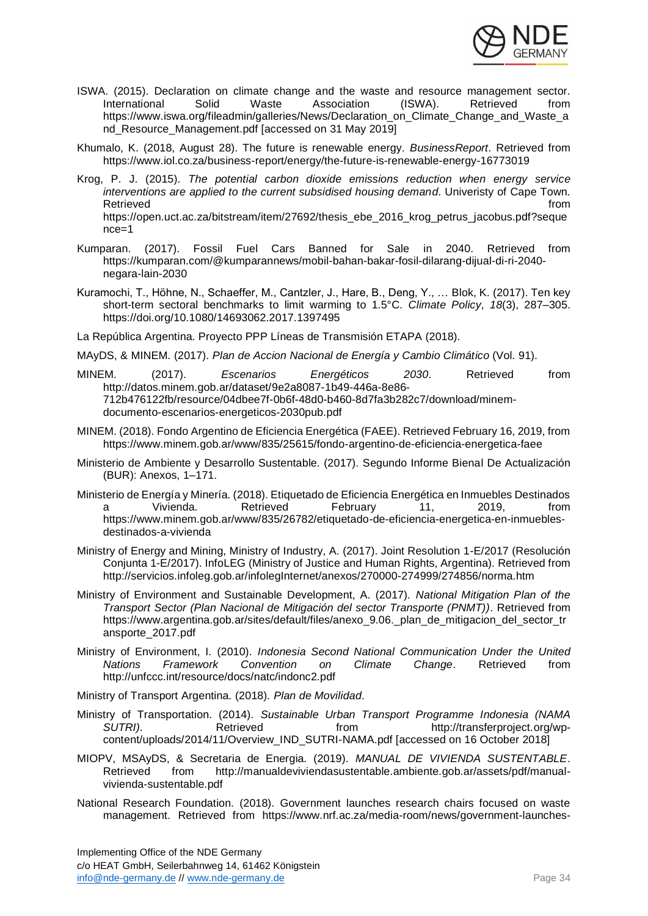ISWA. (2015). Declaration on climate change and the waste and resource management sector. International Solid Waste Association (ISWA). Retrieved from https://www.iswa.org/fileadmin/galleries/News/Declaration_on_Climate_Change_and_Waste_and_Resource_Management.pdf [accessed on 31 May 2019]

Khumalo, K. (2018, August 28). The future is renewable energy. *BusinessReport*. Retrieved from https://www.iol.co.za/business-report/energy/the-future-is-renewable-energy-16773019

Krog, P. J. (2015). *The potential carbon dioxide emissions reduction when energy service interventions are applied to the current subsidised housing demand*. Univeristy of Cape Town. Retrieved from https://open.uct.ac.za/bitstream/item/27692/thesis_ebe_2016_krog_petrus_jacobus.pdf?sequence=1

Kumparan. (2017). Fossil Fuel Cars Banned for Sale in 2040. Retrieved from https://kumparan.com/@kumparannews/mobil-bahan-bakar-fosil-dilarang-dijual-di-ri-2040-negara-lain-2030

Kuramochi, T., Höhne, N., Schaeffer, M., Cantzler, J., Hare, B., Deng, Y., … Blok, K. (2017). Ten key short-term sectoral benchmarks to limit warming to 1.5°C. *Climate Policy*, *18*(3), 287–305. https://doi.org/10.1080/14693062.2017.1397495

La República Argentina. Proyecto PPP Líneas de Transmisión ETAPA (2018).

MAyDS, & MINEM. (2017). *Plan de Accion Nacional de Energía y Cambio Climático* (Vol. 91).

MINEM. (2017). *Escenarios Energéticos 2030*. Retrieved from http://datos.minem.gob.ar/dataset/9e2a8087-1b49-446a-8e86-712b476122fb/resource/04dbee7f-0b6f-48d0-b460-8d7fa3b282c7/download/minem-documento-escenarios-energeticos-2030pub.pdf

MINEM. (2018). Fondo Argentino de Eficiencia Energética (FAEE). Retrieved February 16, 2019, from https://www.minem.gob.ar/www/835/25615/fondo-argentino-de-eficiencia-energetica-faee

Ministerio de Ambiente y Desarrollo Sustentable. (2017). Segundo Informe Bienal De Actualización (BUR): Anexos, 1–171.

Ministerio de Energía y Minería. (2018). Etiquetado de Eficiencia Energética en Inmuebles Destinados a Vivienda. Retrieved February 11, 2019, from https://www.minem.gob.ar/www/835/26782/etiquetado-de-eficiencia-energetica-en-inmuebles-destinados-a-vivienda

Ministry of Energy and Mining, Ministry of Industry, A. (2017). Joint Resolution 1-E/2017 (Resolución Conjunta 1-E/2017). InfoLEG (Ministry of Justice and Human Rights, Argentina). Retrieved from http://servicios.infoleg.gob.ar/infolegInternet/anexos/270000-274999/274856/norma.htm

Ministry of Environment and Sustainable Development, A. (2017). *National Mitigation Plan of the Transport Sector (Plan Nacional de Mitigación del sector Transporte (PNMT))*. Retrieved from https://www.argentina.gob.ar/sites/default/files/anexo_9.06._plan_de_mitigacion_del_sector_transporte_2017.pdf

Ministry of Environment, I. (2010). *Indonesia Second National Communication Under the United Nations Framework Convention on Climate Change*. Retrieved from http://unfccc.int/resource/docs/natc/indonc2.pdf

Ministry of Transport Argentina. (2018). *Plan de Movilidad*.

Ministry of Transportation. (2014). *Sustainable Urban Transport Programme Indonesia (NAMA SUTRI)*. Retrieved from http://transferproject.org/wp-content/uploads/2014/11/Overview_IND_SUTRI-NAMA.pdf [accessed on 16 October 2018]

MIOPV, MSAyDS, & Secretaria de Energia. (2019). *MANUAL DE VIVIENDA SUSTENTABLE*. Retrieved from http://manualdeviviendasustentable.ambiente.gob.ar/assets/pdf/manual-vivienda-sustentable.pdf

National Research Foundation. (2018). Government launches research chairs focused on waste management. Retrieved from https://www.nrf.ac.za/media-room/news/government-launches-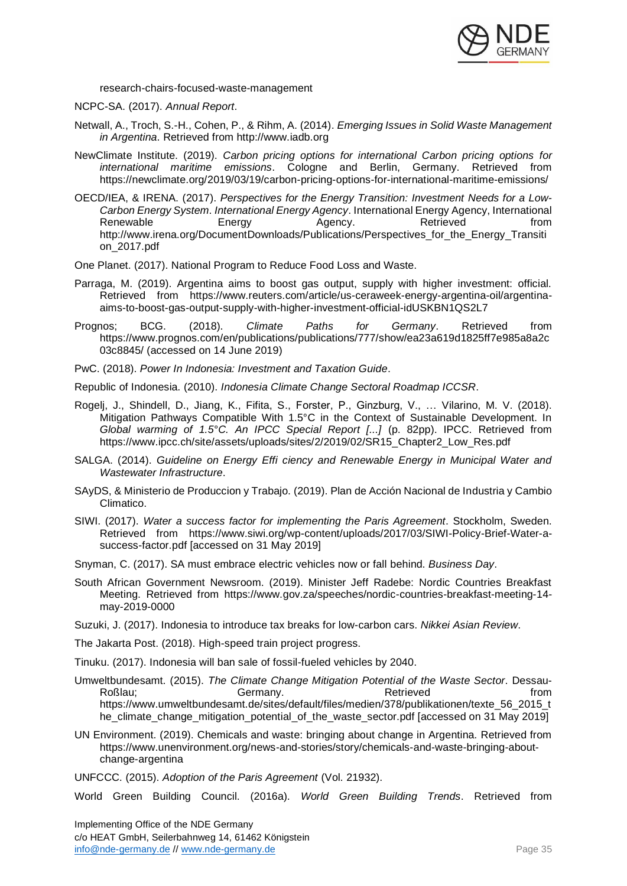research-chairs-focused-waste-management

NCPC-SA. (2017). *Annual Report*.

Netwall, A., Troch, S.-H., Cohen, P., & Rihm, A. (2014). *Emerging Issues in Solid Waste Management in Argentina*. Retrieved from http://www.iadb.org

NewClimate Institute. (2019). *Carbon pricing options for international Carbon pricing options for international maritime emissions*. Cologne and Berlin, Germany. Retrieved from https://newclimate.org/2019/03/19/carbon-pricing-options-for-international-maritime-emissions/

OECD/IEA, & IRENA. (2017). *Perspectives for the Energy Transition: Investment Needs for a Low-Carbon Energy System*. *International Energy Agency*. International Energy Agency, International Renewable Energy Agency. Retrieved from http://www.irena.org/DocumentDownloads/Publications/Perspectives_for_the_Energy_Transition_2017.pdf

One Planet. (2017). National Program to Reduce Food Loss and Waste.

Parraga, M. (2019). Argentina aims to boost gas output, supply with higher investment: official. Retrieved from https://www.reuters.com/article/us-ceraweek-energy-argentina-oil/argentina-aims-to-boost-gas-output-supply-with-higher-investment-official-idUSKBN1QS2L7

Prognos; BCG. (2018). *Climate Paths for Germany*. Retrieved from https://www.prognos.com/en/publications/publications/777/show/ea23a619d1825ff7e985a8a2c03c8845/ (accessed on 14 June 2019)

PwC. (2018). *Power In Indonesia: Investment and Taxation Guide*.

Republic of Indonesia. (2010). *Indonesia Climate Change Sectoral Roadmap ICCSR*.

Rogelj, J., Shindell, D., Jiang, K., Fifita, S., Forster, P., Ginzburg, V., … Vilarino, M. V. (2018). Mitigation Pathways Compatible With 1.5°C in the Context of Sustainable Development. In *Global warming of 1.5°C. An IPCC Special Report [...]* (p. 82pp). IPCC. Retrieved from https://www.ipcc.ch/site/assets/uploads/sites/2/2019/02/SR15_Chapter2_Low_Res.pdf

SALGA. (2014). *Guideline on Energy Effi ciency and Renewable Energy in Municipal Water and Wastewater Infrastructure*.

SAyDS, & Ministerio de Produccion y Trabajo. (2019). Plan de Acción Nacional de Industria y Cambio Climatico.

SIWI. (2017). *Water a success factor for implementing the Paris Agreement*. Stockholm, Sweden. Retrieved from https://www.siwi.org/wp-content/uploads/2017/03/SIWI-Policy-Brief-Water-a-success-factor.pdf [accessed on 31 May 2019]

Snyman, C. (2017). SA must embrace electric vehicles now or fall behind. *Business Day*.

South African Government Newsroom. (2019). Minister Jeff Radebe: Nordic Countries Breakfast Meeting. Retrieved from https://www.gov.za/speeches/nordic-countries-breakfast-meeting-14-may-2019-0000

Suzuki, J. (2017). Indonesia to introduce tax breaks for low-carbon cars. *Nikkei Asian Review*.

The Jakarta Post. (2018). High-speed train project progress.

Tinuku. (2017). Indonesia will ban sale of fossil-fueled vehicles by 2040.

Umweltbundesamt. (2015). *The Climate Change Mitigation Potential of the Waste Sector*. Dessau-Roßlau; Germany. Retrieved from https://www.umweltbundesamt.de/sites/default/files/medien/378/publikationen/texte_56_2015_the_climate_change_mitigation_potential_of_the_waste_sector.pdf [accessed on 31 May 2019]

UN Environment. (2019). Chemicals and waste: bringing about change in Argentina. Retrieved from https://www.unenvironment.org/news-and-stories/story/chemicals-and-waste-bringing-about-change-argentina

UNFCCC. (2015). *Adoption of the Paris Agreement* (Vol. 21932).

World Green Building Council. (2016a). *World Green Building Trends*. Retrieved from

Implementing Office of the NDE Germany
c/o HEAT GmbH, Seilerbahnweg 14, 61462 Königstein
info@nde-germany.de // www.nde-germany.de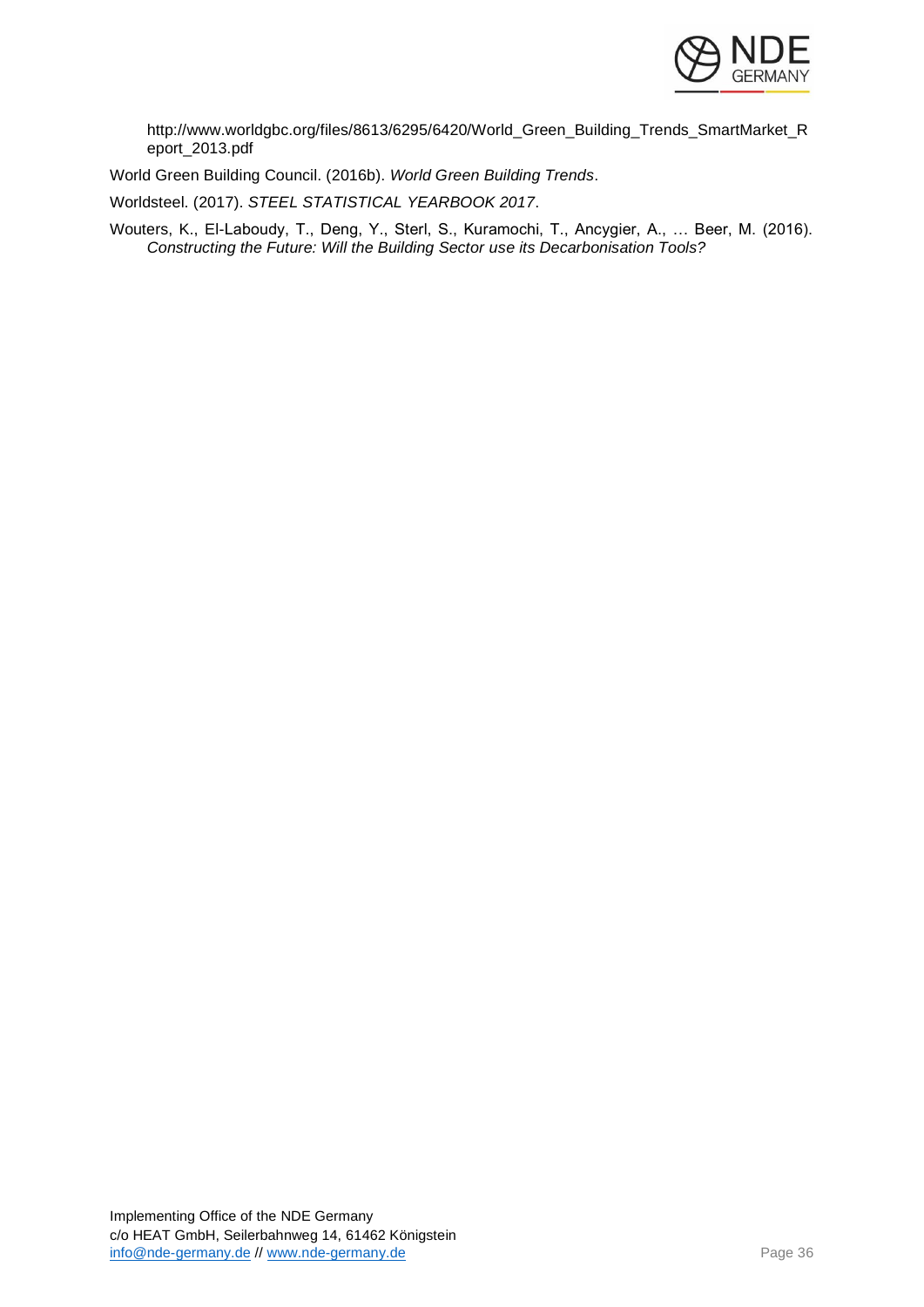http://www.worldgbc.org/files/8613/6295/6420/World_Green_Building_Trends_SmartMarket_Report_2013.pdf

World Green Building Council. (2016b). *World Green Building Trends*.

Worldsteel. (2017). *STEEL STATISTICAL YEARBOOK 2017*.

Wouters, K., El-Laboudy, T., Deng, Y., Sterl, S., Kuramochi, T., Ancygier, A., … Beer, M. (2016). *Constructing the Future: Will the Building Sector use its Decarbonisation Tools?*